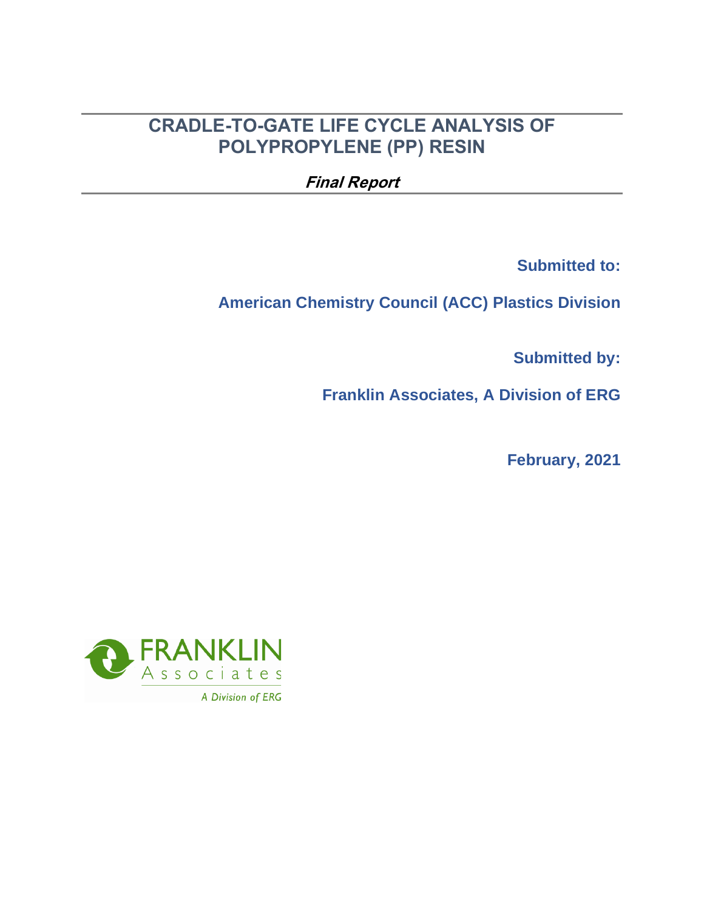# CRADLE-TO-GATE LIFE CYCLE ANALYSIS OF POLYPROPYLENE (PP) RESIN

***Final Report***

**Submitted to:**

**American Chemistry Council (ACC) Plastics Division**

**Submitted by:**

**Franklin Associates, A Division of ERG**

**February, 2021**

FRANKLIN
Associates
A Division of ERG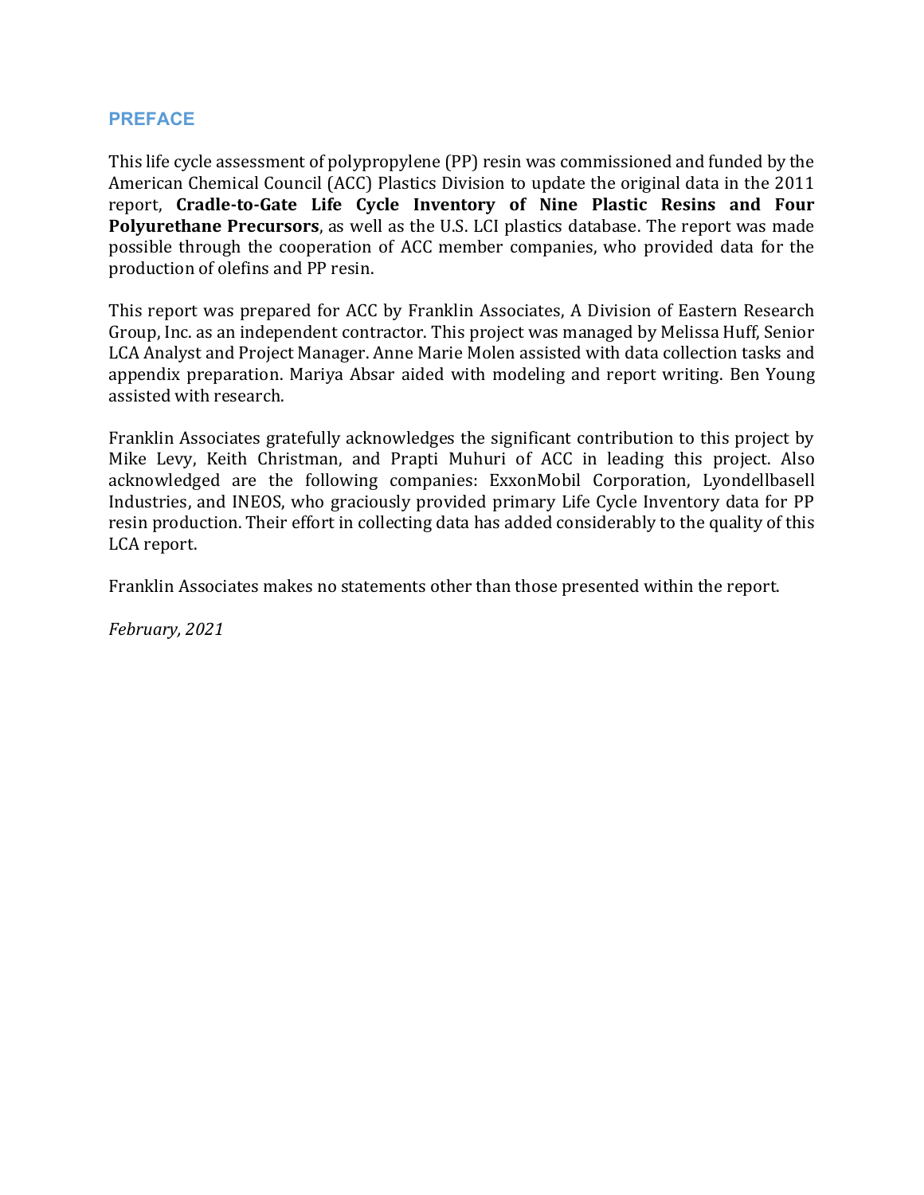## PREFACE

This life cycle assessment of polypropylene (PP) resin was commissioned and funded by the American Chemical Council (ACC) Plastics Division to update the original data in the 2011 report, **Cradle-to-Gate Life Cycle Inventory of Nine Plastic Resins and Four Polyurethane Precursors**, as well as the U.S. LCI plastics database. The report was made possible through the cooperation of ACC member companies, who provided data for the production of olefins and PP resin.

This report was prepared for ACC by Franklin Associates, A Division of Eastern Research Group, Inc. as an independent contractor. This project was managed by Melissa Huff, Senior LCA Analyst and Project Manager. Anne Marie Molen assisted with data collection tasks and appendix preparation. Mariya Absar aided with modeling and report writing. Ben Young assisted with research.

Franklin Associates gratefully acknowledges the significant contribution to this project by Mike Levy, Keith Christman, and Prapti Muhuri of ACC in leading this project. Also acknowledged are the following companies: ExxonMobil Corporation, Lyondellbasell Industries, and INEOS, who graciously provided primary Life Cycle Inventory data for PP resin production. Their effort in collecting data has added considerably to the quality of this LCA report.

Franklin Associates makes no statements other than those presented within the report.

*February, 2021*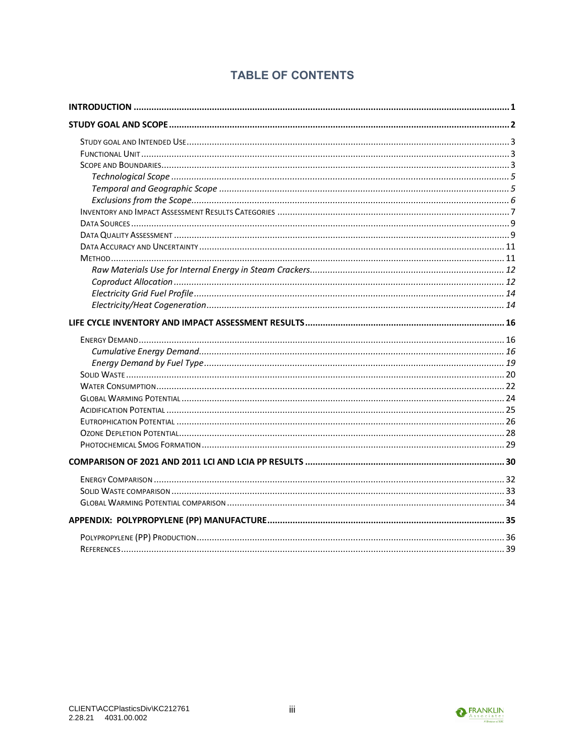# TABLE OF CONTENTS

**INTRODUCTION** .......... 1

**STUDY GOAL AND SCOPE** .......... 2

- Study Goal and Intended Use .......... 3
- Functional Unit .......... 3
- Scope and Boundaries .......... 3
  - *Technological Scope* .......... 5
  - *Temporal and Geographic Scope* .......... 5
  - *Exclusions from the Scope* .......... 6
- Inventory and Impact Assessment Results Categories .......... 7
- Data Sources .......... 9
- Data Quality Assessment .......... 9
- Data Accuracy and Uncertainty .......... 11
- Method .......... 11
  - *Raw Materials Use for Internal Energy in Steam Crackers* .......... 12
  - *Coproduct Allocation* .......... 12
  - *Electricity Grid Fuel Profile* .......... 14
  - *Electricity/Heat Cogeneration* .......... 14

**LIFE CYCLE INVENTORY AND IMPACT ASSESSMENT RESULTS** .......... 16

- Energy Demand .......... 16
  - *Cumulative Energy Demand* .......... 16
  - *Energy Demand by Fuel Type* .......... 19
- Solid Waste .......... 20
- Water Consumption .......... 22
- Global Warming Potential .......... 24
- Acidification Potential .......... 25
- Eutrophication Potential .......... 26
- Ozone Depletion Potential .......... 28
- Photochemical Smog Formation .......... 29

**COMPARISON OF 2021 AND 2011 LCI AND LCIA PP RESULTS** .......... 30

- Energy Comparison .......... 32
- Solid Waste comparison .......... 33
- Global Warming Potential comparison .......... 34

**APPENDIX: POLYPROPYLENE (PP) MANUFACTURE** .......... 35

- Polypropylene (PP) Production .......... 36
- References .......... 39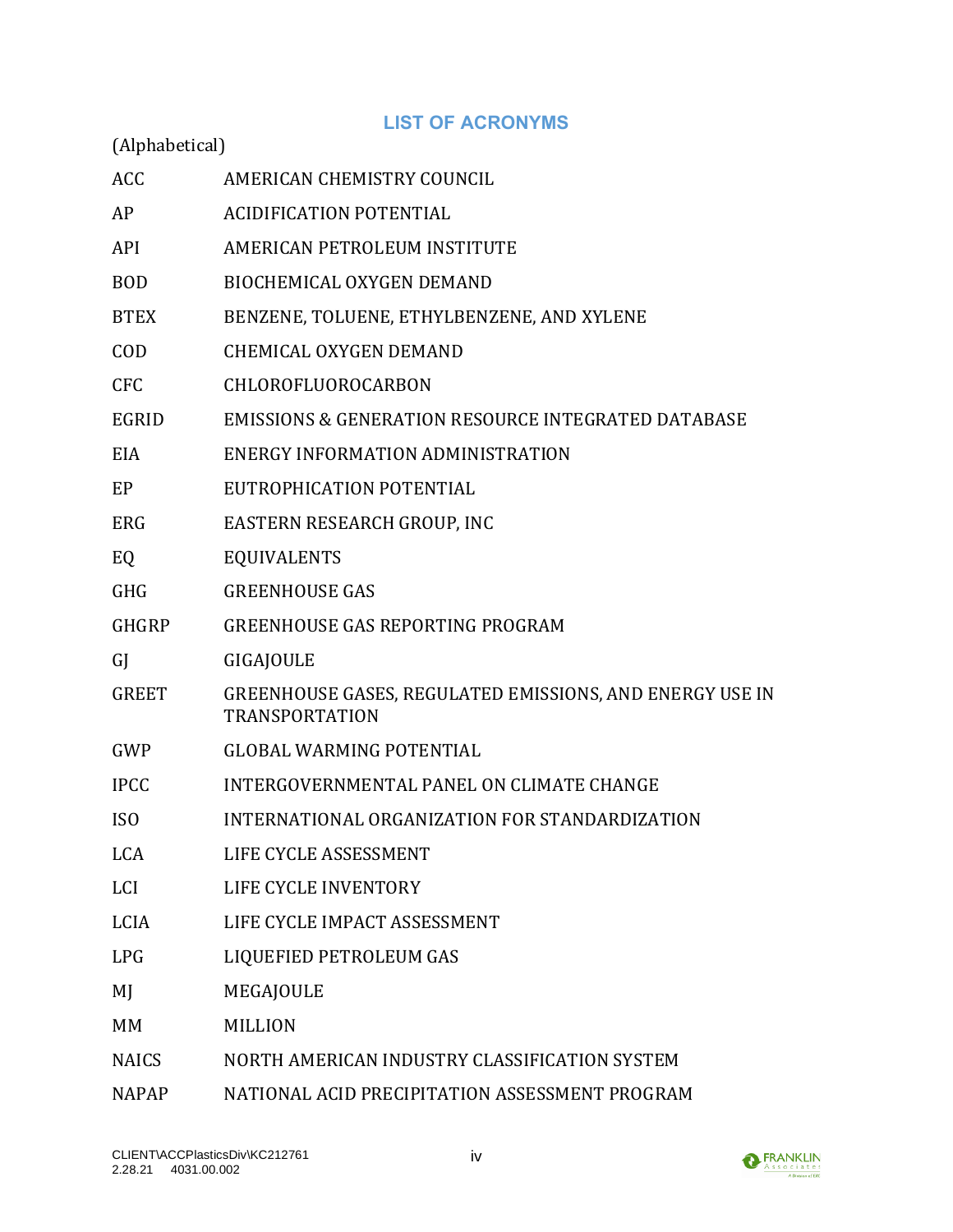## LIST OF ACRONYMS

(Alphabetical)

| | |
|---|---|
| ACC | AMERICAN CHEMISTRY COUNCIL |
| AP | ACIDIFICATION POTENTIAL |
| API | AMERICAN PETROLEUM INSTITUTE |
| BOD | BIOCHEMICAL OXYGEN DEMAND |
| BTEX | BENZENE, TOLUENE, ETHYLBENZENE, AND XYLENE |
| COD | CHEMICAL OXYGEN DEMAND |
| CFC | CHLOROFLUOROCARBON |
| EGRID | EMISSIONS & GENERATION RESOURCE INTEGRATED DATABASE |
| EIA | ENERGY INFORMATION ADMINISTRATION |
| EP | EUTROPHICATION POTENTIAL |
| ERG | EASTERN RESEARCH GROUP, INC |
| EQ | EQUIVALENTS |
| GHG | GREENHOUSE GAS |
| GHGRP | GREENHOUSE GAS REPORTING PROGRAM |
| GJ | GIGAJOULE |
| GREET | GREENHOUSE GASES, REGULATED EMISSIONS, AND ENERGY USE IN TRANSPORTATION |
| GWP | GLOBAL WARMING POTENTIAL |
| IPCC | INTERGOVERNMENTAL PANEL ON CLIMATE CHANGE |
| ISO | INTERNATIONAL ORGANIZATION FOR STANDARDIZATION |
| LCA | LIFE CYCLE ASSESSMENT |
| LCI | LIFE CYCLE INVENTORY |
| LCIA | LIFE CYCLE IMPACT ASSESSMENT |
| LPG | LIQUEFIED PETROLEUM GAS |
| MJ | MEGAJOULE |
| MM | MILLION |
| NAICS | NORTH AMERICAN INDUSTRY CLASSIFICATION SYSTEM |
| NAPAP | NATIONAL ACID PRECIPITATION ASSESSMENT PROGRAM |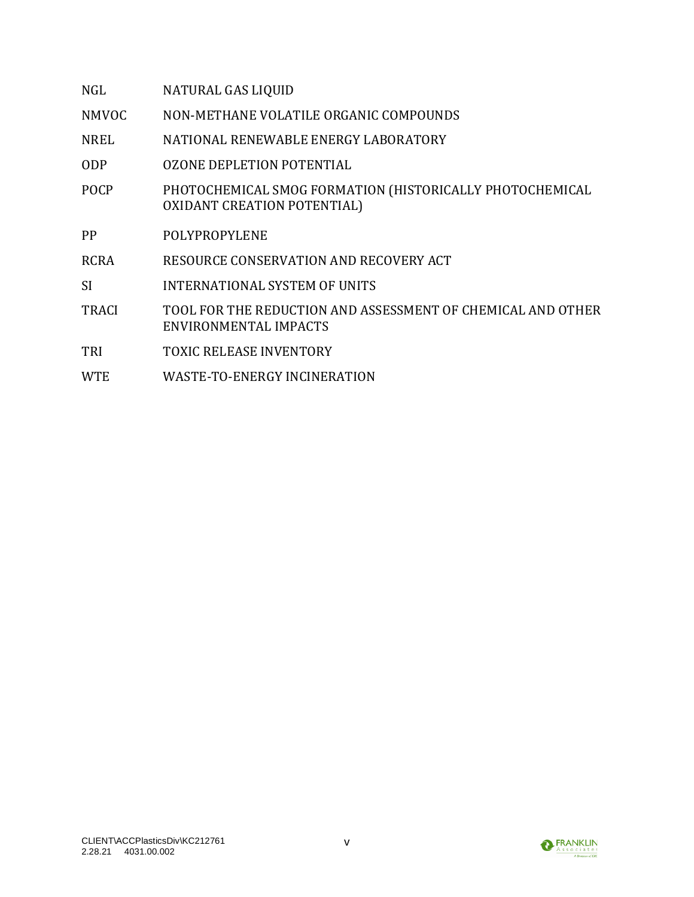| | |
|---|---|
| NGL | NATURAL GAS LIQUID |
| NMVOC | NON-METHANE VOLATILE ORGANIC COMPOUNDS |
| NREL | NATIONAL RENEWABLE ENERGY LABORATORY |
| ODP | OZONE DEPLETION POTENTIAL |
| POCP | PHOTOCHEMICAL SMOG FORMATION (HISTORICALLY PHOTOCHEMICAL OXIDANT CREATION POTENTIAL) |
| PP | POLYPROPYLENE |
| RCRA | RESOURCE CONSERVATION AND RECOVERY ACT |
| SI | INTERNATIONAL SYSTEM OF UNITS |
| TRACI | TOOL FOR THE REDUCTION AND ASSESSMENT OF CHEMICAL AND OTHER ENVIRONMENTAL IMPACTS |
| TRI | TOXIC RELEASE INVENTORY |
| WTE | WASTE-TO-ENERGY INCINERATION |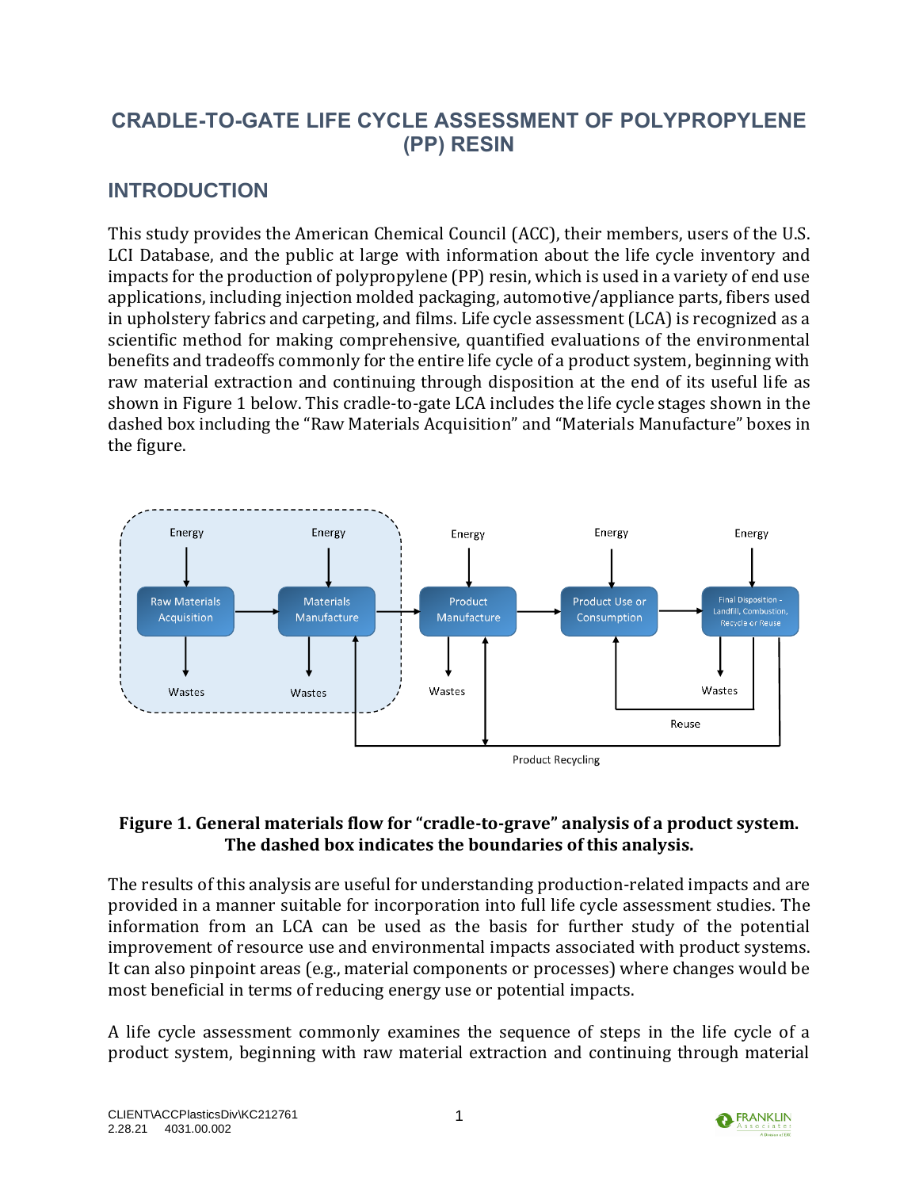# CRADLE-TO-GATE LIFE CYCLE ASSESSMENT OF POLYPROPYLENE (PP) RESIN

## INTRODUCTION

This study provides the American Chemical Council (ACC), their members, users of the U.S. LCI Database, and the public at large with information about the life cycle inventory and impacts for the production of polypropylene (PP) resin, which is used in a variety of end use applications, including injection molded packaging, automotive/appliance parts, fibers used in upholstery fabrics and carpeting, and films. Life cycle assessment (LCA) is recognized as a scientific method for making comprehensive, quantified evaluations of the environmental benefits and tradeoffs commonly for the entire life cycle of a product system, beginning with raw material extraction and continuing through disposition at the end of its useful life as shown in Figure 1 below. This cradle-to-gate LCA includes the life cycle stages shown in the dashed box including the "Raw Materials Acquisition" and "Materials Manufacture" boxes in the figure.

**Figure 1. General materials flow for "cradle-to-grave" analysis of a product system. The dashed box indicates the boundaries of this analysis.**

The results of this analysis are useful for understanding production-related impacts and are provided in a manner suitable for incorporation into full life cycle assessment studies. The information from an LCA can be used as the basis for further study of the potential improvement of resource use and environmental impacts associated with product systems. It can also pinpoint areas (e.g., material components or processes) where changes would be most beneficial in terms of reducing energy use or potential impacts.

A life cycle assessment commonly examines the sequence of steps in the life cycle of a product system, beginning with raw material extraction and continuing through material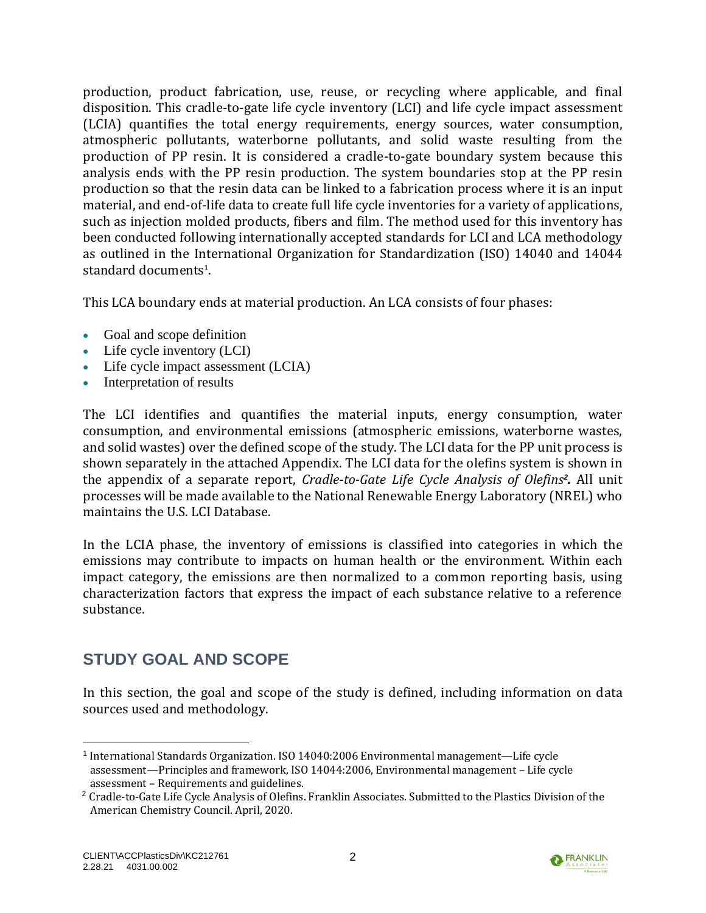production, product fabrication, use, reuse, or recycling where applicable, and final disposition. This cradle-to-gate life cycle inventory (LCI) and life cycle impact assessment (LCIA) quantifies the total energy requirements, energy sources, water consumption, atmospheric pollutants, waterborne pollutants, and solid waste resulting from the production of PP resin. It is considered a cradle-to-gate boundary system because this analysis ends with the PP resin production. The system boundaries stop at the PP resin production so that the resin data can be linked to a fabrication process where it is an input material, and end-of-life data to create full life cycle inventories for a variety of applications, such as injection molded products, fibers and film. The method used for this inventory has been conducted following internationally accepted standards for LCI and LCA methodology as outlined in the International Organization for Standardization (ISO) 14040 and 14044 standard documents[1].

This LCA boundary ends at material production. An LCA consists of four phases:

- Goal and scope definition
- Life cycle inventory (LCI)
- Life cycle impact assessment (LCIA)
- Interpretation of results

The LCI identifies and quantifies the material inputs, energy consumption, water consumption, and environmental emissions (atmospheric emissions, waterborne wastes, and solid wastes) over the defined scope of the study. The LCI data for the PP unit process is shown separately in the attached Appendix. The LCI data for the olefins system is shown in the appendix of a separate report, *Cradle-to-Gate Life Cycle Analysis of Olefins*[2]. All unit processes will be made available to the National Renewable Energy Laboratory (NREL) who maintains the U.S. LCI Database.

In the LCIA phase, the inventory of emissions is classified into categories in which the emissions may contribute to impacts on human health or the environment. Within each impact category, the emissions are then normalized to a common reporting basis, using characterization factors that express the impact of each substance relative to a reference substance.

## STUDY GOAL AND SCOPE

In this section, the goal and scope of the study is defined, including information on data sources used and methodology.

---

[1] International Standards Organization. ISO 14040:2006 Environmental management—Life cycle assessment—Principles and framework, ISO 14044:2006, Environmental management – Life cycle assessment – Requirements and guidelines.

[2] Cradle-to-Gate Life Cycle Analysis of Olefins. Franklin Associates. Submitted to the Plastics Division of the American Chemistry Council. April, 2020.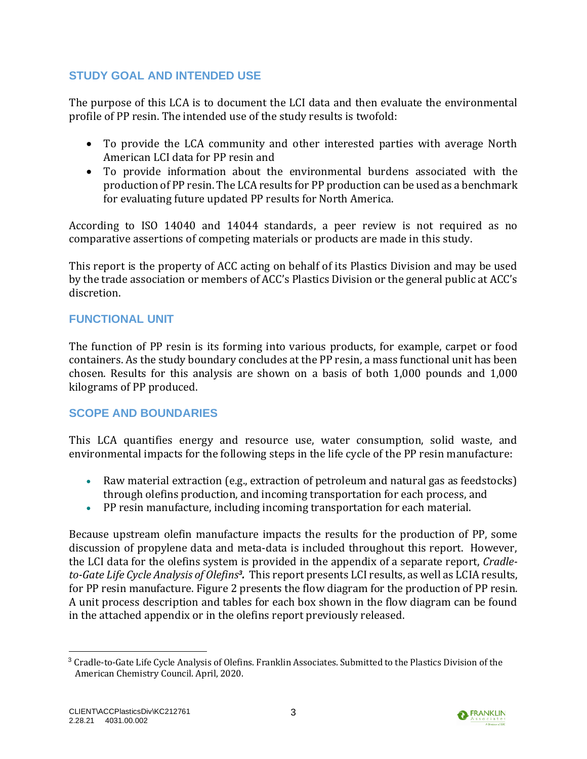## STUDY GOAL AND INTENDED USE

The purpose of this LCA is to document the LCI data and then evaluate the environmental profile of PP resin. The intended use of the study results is twofold:

- To provide the LCA community and other interested parties with average North American LCI data for PP resin and
- To provide information about the environmental burdens associated with the production of PP resin. The LCA results for PP production can be used as a benchmark for evaluating future updated PP results for North America.

According to ISO 14040 and 14044 standards, a peer review is not required as no comparative assertions of competing materials or products are made in this study.

This report is the property of ACC acting on behalf of its Plastics Division and may be used by the trade association or members of ACC's Plastics Division or the general public at ACC's discretion.

## FUNCTIONAL UNIT

The function of PP resin is its forming into various products, for example, carpet or food containers. As the study boundary concludes at the PP resin, a mass functional unit has been chosen. Results for this analysis are shown on a basis of both 1,000 pounds and 1,000 kilograms of PP produced.

## SCOPE AND BOUNDARIES

This LCA quantifies energy and resource use, water consumption, solid waste, and environmental impacts for the following steps in the life cycle of the PP resin manufacture:

- Raw material extraction (e.g., extraction of petroleum and natural gas as feedstocks) through olefins production, and incoming transportation for each process, and
- PP resin manufacture, including incoming transportation for each material.

Because upstream olefin manufacture impacts the results for the production of PP, some discussion of propylene data and meta-data is included throughout this report. However, the LCI data for the olefins system is provided in the appendix of a separate report, *Cradle-to-Gate Life Cycle Analysis of Olefins*[3]. This report presents LCI results, as well as LCIA results, for PP resin manufacture. Figure 2 presents the flow diagram for the production of PP resin. A unit process description and tables for each box shown in the flow diagram can be found in the attached appendix or in the olefins report previously released.

[3] Cradle-to-Gate Life Cycle Analysis of Olefins. Franklin Associates. Submitted to the Plastics Division of the American Chemistry Council. April, 2020.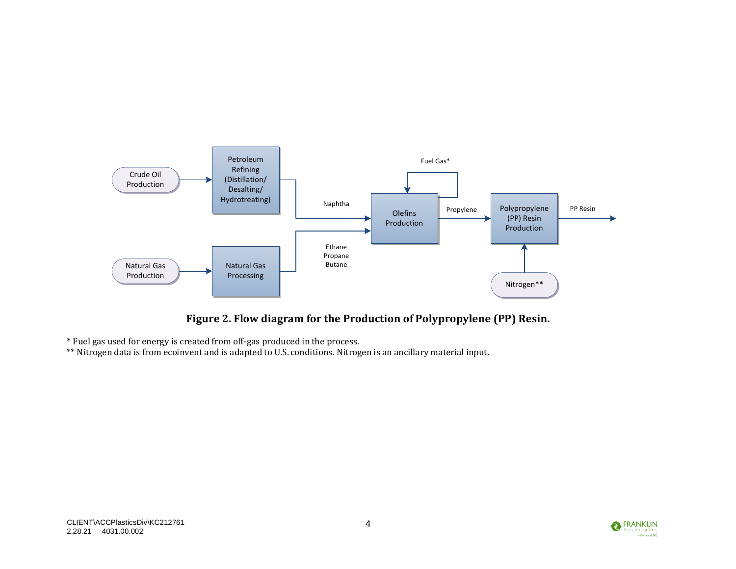**Figure 2. Flow diagram for the Production of Polypropylene (PP) Resin.**

* Fuel gas used for energy is created from off-gas produced in the process.
** Nitrogen data is from ecoinvent and is adapted to U.S. conditions. Nitrogen is an ancillary material input.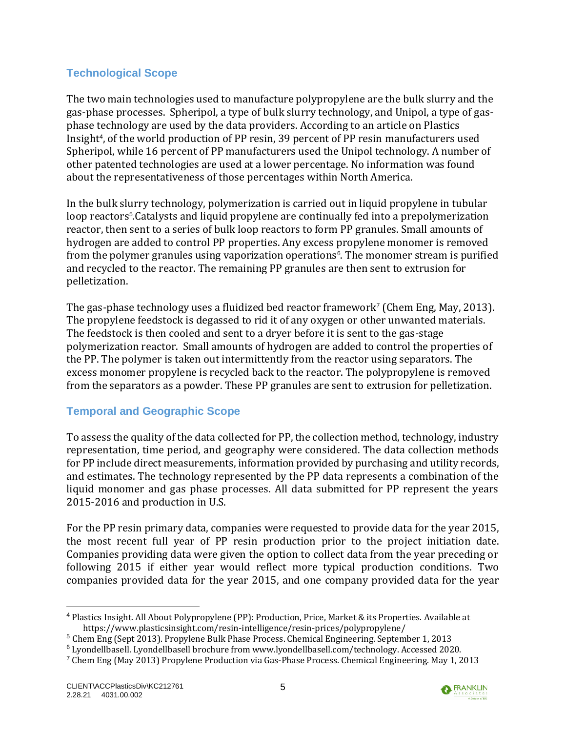## Technological Scope

The two main technologies used to manufacture polypropylene are the bulk slurry and the gas-phase processes. Spheripol, a type of bulk slurry technology, and Unipol, a type of gas-phase technology are used by the data providers. According to an article on Plastics Insight[4], of the world production of PP resin, 39 percent of PP resin manufacturers used Spheripol, while 16 percent of PP manufacturers used the Unipol technology. A number of other patented technologies are used at a lower percentage. No information was found about the representativeness of those percentages within North America.

In the bulk slurry technology, polymerization is carried out in liquid propylene in tubular loop reactors[5].Catalysts and liquid propylene are continually fed into a prepolymerization reactor, then sent to a series of bulk loop reactors to form PP granules. Small amounts of hydrogen are added to control PP properties. Any excess propylene monomer is removed from the polymer granules using vaporization operations[6]. The monomer stream is purified and recycled to the reactor. The remaining PP granules are then sent to extrusion for pelletization.

The gas-phase technology uses a fluidized bed reactor framework[7] (Chem Eng, May, 2013). The propylene feedstock is degassed to rid it of any oxygen or other unwanted materials. The feedstock is then cooled and sent to a dryer before it is sent to the gas-stage polymerization reactor. Small amounts of hydrogen are added to control the properties of the PP. The polymer is taken out intermittently from the reactor using separators. The excess monomer propylene is recycled back to the reactor. The polypropylene is removed from the separators as a powder. These PP granules are sent to extrusion for pelletization.

## Temporal and Geographic Scope

To assess the quality of the data collected for PP, the collection method, technology, industry representation, time period, and geography were considered. The data collection methods for PP include direct measurements, information provided by purchasing and utility records, and estimates. The technology represented by the PP data represents a combination of the liquid monomer and gas phase processes. All data submitted for PP represent the years 2015-2016 and production in U.S.

For the PP resin primary data, companies were requested to provide data for the year 2015, the most recent full year of PP resin production prior to the project initiation date. Companies providing data were given the option to collect data from the year preceding or following 2015 if either year would reflect more typical production conditions. Two companies provided data for the year 2015, and one company provided data for the year

---

[4] Plastics Insight. All About Polypropylene (PP): Production, Price, Market & its Properties. Available at https://www.plasticsinsight.com/resin-intelligence/resin-prices/polypropylene/

[5] Chem Eng (Sept 2013). Propylene Bulk Phase Process. Chemical Engineering. September 1, 2013

[6] Lyondellbasell. Lyondellbasell brochure from www.lyondellbasell.com/technology. Accessed 2020.

[7] Chem Eng (May 2013) Propylene Production via Gas-Phase Process. Chemical Engineering. May 1, 2013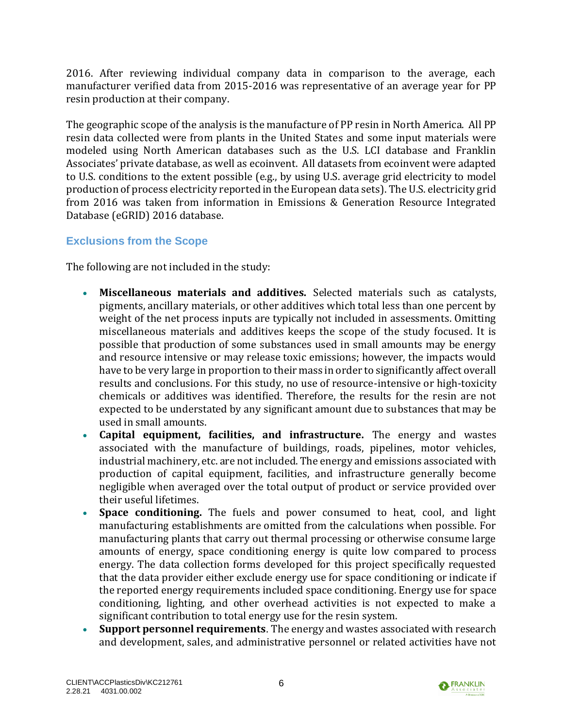2016. After reviewing individual company data in comparison to the average, each manufacturer verified data from 2015-2016 was representative of an average year for PP resin production at their company.

The geographic scope of the analysis is the manufacture of PP resin in North America. All PP resin data collected were from plants in the United States and some input materials were modeled using North American databases such as the U.S. LCI database and Franklin Associates' private database, as well as ecoinvent. All datasets from ecoinvent were adapted to U.S. conditions to the extent possible (e.g., by using U.S. average grid electricity to model production of process electricity reported in the European data sets). The U.S. electricity grid from 2016 was taken from information in Emissions & Generation Resource Integrated Database (eGRID) 2016 database.

### Exclusions from the Scope

The following are not included in the study:

- **Miscellaneous materials and additives.** Selected materials such as catalysts, pigments, ancillary materials, or other additives which total less than one percent by weight of the net process inputs are typically not included in assessments. Omitting miscellaneous materials and additives keeps the scope of the study focused. It is possible that production of some substances used in small amounts may be energy and resource intensive or may release toxic emissions; however, the impacts would have to be very large in proportion to their mass in order to significantly affect overall results and conclusions. For this study, no use of resource-intensive or high-toxicity chemicals or additives was identified. Therefore, the results for the resin are not expected to be understated by any significant amount due to substances that may be used in small amounts.
- **Capital equipment, facilities, and infrastructure.** The energy and wastes associated with the manufacture of buildings, roads, pipelines, motor vehicles, industrial machinery, etc. are not included. The energy and emissions associated with production of capital equipment, facilities, and infrastructure generally become negligible when averaged over the total output of product or service provided over their useful lifetimes.
- **Space conditioning.** The fuels and power consumed to heat, cool, and light manufacturing establishments are omitted from the calculations when possible. For manufacturing plants that carry out thermal processing or otherwise consume large amounts of energy, space conditioning energy is quite low compared to process energy. The data collection forms developed for this project specifically requested that the data provider either exclude energy use for space conditioning or indicate if the reported energy requirements included space conditioning. Energy use for space conditioning, lighting, and other overhead activities is not expected to make a significant contribution to total energy use for the resin system.
- **Support personnel requirements**. The energy and wastes associated with research and development, sales, and administrative personnel or related activities have not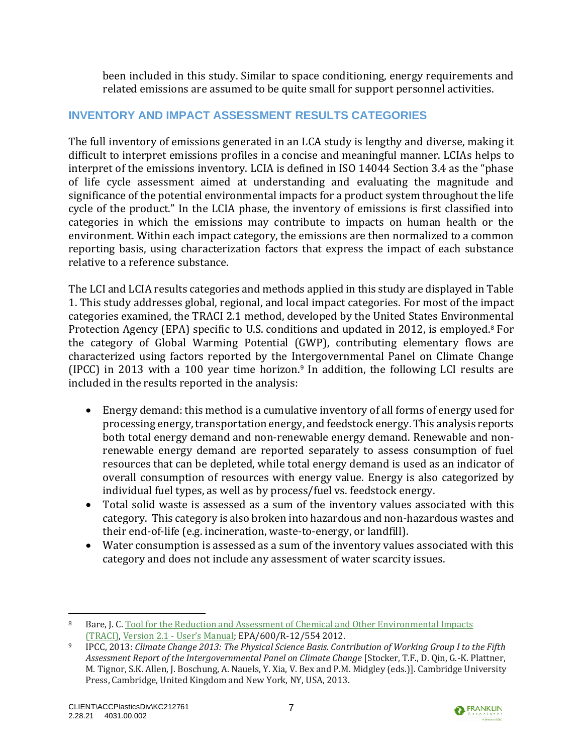been included in this study. Similar to space conditioning, energy requirements and related emissions are assumed to be quite small for support personnel activities.

## INVENTORY AND IMPACT ASSESSMENT RESULTS CATEGORIES

The full inventory of emissions generated in an LCA study is lengthy and diverse, making it difficult to interpret emissions profiles in a concise and meaningful manner. LCIAs helps to interpret of the emissions inventory. LCIA is defined in ISO 14044 Section 3.4 as the "phase of life cycle assessment aimed at understanding and evaluating the magnitude and significance of the potential environmental impacts for a product system throughout the life cycle of the product." In the LCIA phase, the inventory of emissions is first classified into categories in which the emissions may contribute to impacts on human health or the environment. Within each impact category, the emissions are then normalized to a common reporting basis, using characterization factors that express the impact of each substance relative to a reference substance.

The LCI and LCIA results categories and methods applied in this study are displayed in Table 1. This study addresses global, regional, and local impact categories. For most of the impact categories examined, the TRACI 2.1 method, developed by the United States Environmental Protection Agency (EPA) specific to U.S. conditions and updated in 2012, is employed.[8] For the category of Global Warming Potential (GWP), contributing elementary flows are characterized using factors reported by the Intergovernmental Panel on Climate Change (IPCC) in 2013 with a 100 year time horizon.[9] In addition, the following LCI results are included in the results reported in the analysis:

- Energy demand: this method is a cumulative inventory of all forms of energy used for processing energy, transportation energy, and feedstock energy. This analysis reports both total energy demand and non-renewable energy demand. Renewable and non-renewable energy demand are reported separately to assess consumption of fuel resources that can be depleted, while total energy demand is used as an indicator of overall consumption of resources with energy value. Energy is also categorized by individual fuel types, as well as by process/fuel vs. feedstock energy.
- Total solid waste is assessed as a sum of the inventory values associated with this category. This category is also broken into hazardous and non-hazardous wastes and their end-of-life (e.g. incineration, waste-to-energy, or landfill).
- Water consumption is assessed as a sum of the inventory values associated with this category and does not include any assessment of water scarcity issues.

---

[8] Bare, J. C. Tool for the Reduction and Assessment of Chemical and Other Environmental Impacts (TRACI), Version 2.1 - User's Manual; EPA/600/R-12/554 2012.

[9] IPCC, 2013: *Climate Change 2013: The Physical Science Basis. Contribution of Working Group I to the Fifth Assessment Report of the Intergovernmental Panel on Climate Change* [Stocker, T.F., D. Qin, G.-K. Plattner, M. Tignor, S.K. Allen, J. Boschung, A. Nauels, Y. Xia, V. Bex and P.M. Midgley (eds.)]. Cambridge University Press, Cambridge, United Kingdom and New York, NY, USA, 2013.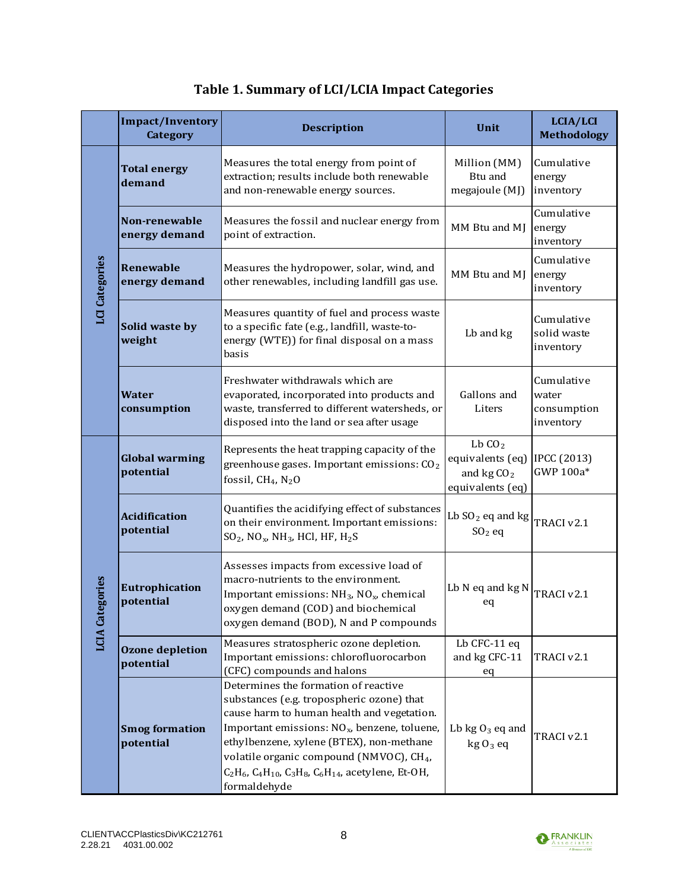**Table 1. Summary of LCI/LCIA Impact Categories**

| | Impact/Inventory Category | Description | Unit | LCIA/LCI Methodology |
|---|---|---|---|---|
| LCI Categories | **Total energy demand** | Measures the total energy from point of extraction; results include both renewable and non-renewable energy sources. | Million (MM) Btu and megajoule (MJ) | Cumulative energy inventory |
| | **Non-renewable energy demand** | Measures the fossil and nuclear energy from point of extraction. | MM Btu and MJ | Cumulative energy inventory |
| | **Renewable energy demand** | Measures the hydropower, solar, wind, and other renewables, including landfill gas use. | MM Btu and MJ | Cumulative energy inventory |
| | **Solid waste by weight** | Measures quantity of fuel and process waste to a specific fate (e.g., landfill, waste-to-energy (WTE)) for final disposal on a mass basis | Lb and kg | Cumulative solid waste inventory |
| | **Water consumption** | Freshwater withdrawals which are evaporated, incorporated into products and waste, transferred to different watersheds, or disposed into the land or sea after usage | Gallons and Liters | Cumulative water consumption inventory |
| LCIA Categories | **Global warming potential** | Represents the heat trapping capacity of the greenhouse gases. Important emissions: $CO_2$ fossil, $CH_4$, $N_2O$ | Lb $CO_2$ equivalents (eq) and kg $CO_2$ equivalents (eq) | IPCC (2013) GWP 100a* |
| | **Acidification potential** | Quantifies the acidifying effect of substances on their environment. Important emissions: $SO_2$, $NO_x$, $NH_3$, HCl, HF, $H_2S$ | Lb $SO_2$ eq and kg $SO_2$ eq | TRACI v2.1 |
| | **Eutrophication potential** | Assesses impacts from excessive load of macro-nutrients to the environment. Important emissions: $NH_3$, $NO_x$, chemical oxygen demand (COD) and biochemical oxygen demand (BOD), N and P compounds | Lb N eq and kg N eq | TRACI v2.1 |
| | **Ozone depletion potential** | Measures stratospheric ozone depletion. Important emissions: chlorofluorocarbon (CFC) compounds and halons | Lb CFC-11 eq and kg CFC-11 eq | TRACI v2.1 |
| | **Smog formation potential** | Determines the formation of reactive substances (e.g. tropospheric ozone) that cause harm to human health and vegetation. Important emissions: $NO_x$, benzene, toluene, ethylbenzene, xylene (BTEX), non-methane volatile organic compound (NMVOC), $CH_4$, $C_2H_6$, $C_4H_{10}$, $C_3H_8$, $C_6H_{14}$, acetylene, Et-OH, formaldehyde | Lb kg $O_3$ eq and kg $O_3$ eq | TRACI v2.1 |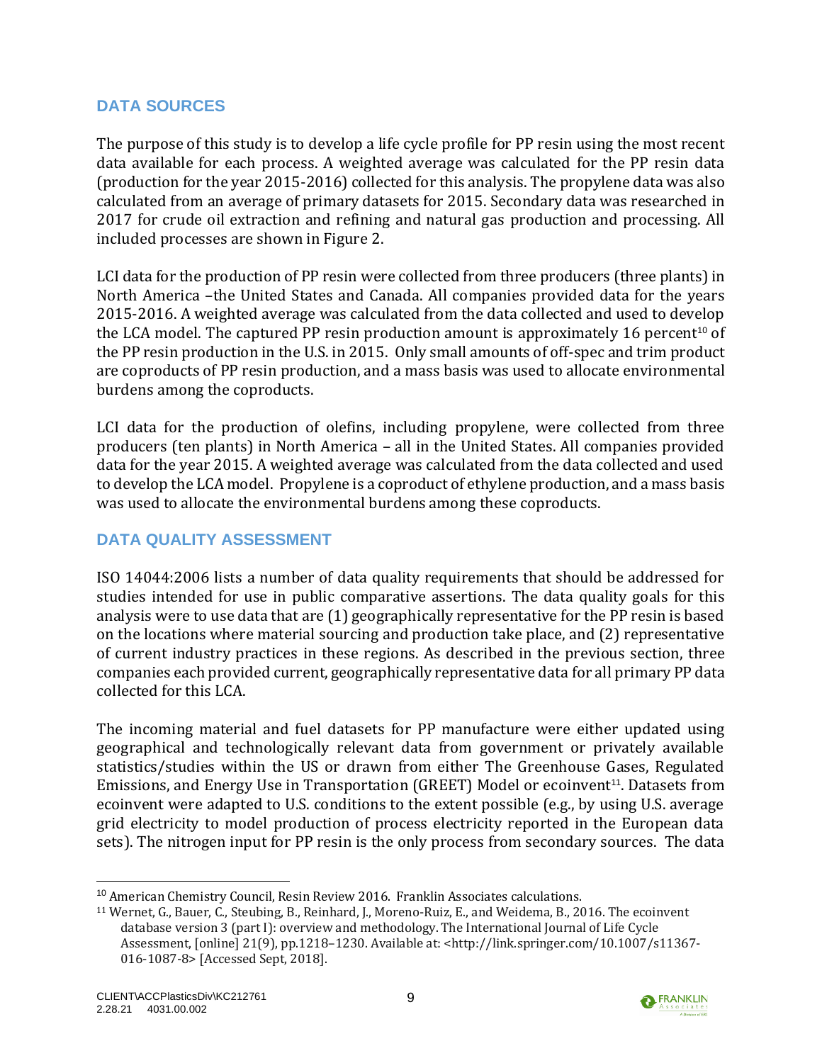## DATA SOURCES

The purpose of this study is to develop a life cycle profile for PP resin using the most recent data available for each process. A weighted average was calculated for the PP resin data (production for the year 2015-2016) collected for this analysis. The propylene data was also calculated from an average of primary datasets for 2015. Secondary data was researched in 2017 for crude oil extraction and refining and natural gas production and processing. All included processes are shown in Figure 2.

LCI data for the production of PP resin were collected from three producers (three plants) in North America –the United States and Canada. All companies provided data for the years 2015-2016. A weighted average was calculated from the data collected and used to develop the LCA model. The captured PP resin production amount is approximately 16 percent[10] of the PP resin production in the U.S. in 2015. Only small amounts of off-spec and trim product are coproducts of PP resin production, and a mass basis was used to allocate environmental burdens among the coproducts.

LCI data for the production of olefins, including propylene, were collected from three producers (ten plants) in North America – all in the United States. All companies provided data for the year 2015. A weighted average was calculated from the data collected and used to develop the LCA model. Propylene is a coproduct of ethylene production, and a mass basis was used to allocate the environmental burdens among these coproducts.

## DATA QUALITY ASSESSMENT

ISO 14044:2006 lists a number of data quality requirements that should be addressed for studies intended for use in public comparative assertions. The data quality goals for this analysis were to use data that are (1) geographically representative for the PP resin is based on the locations where material sourcing and production take place, and (2) representative of current industry practices in these regions. As described in the previous section, three companies each provided current, geographically representative data for all primary PP data collected for this LCA.

The incoming material and fuel datasets for PP manufacture were either updated using geographical and technologically relevant data from government or privately available statistics/studies within the US or drawn from either The Greenhouse Gases, Regulated Emissions, and Energy Use in Transportation (GREET) Model or ecoinvent[11]. Datasets from ecoinvent were adapted to U.S. conditions to the extent possible (e.g., by using U.S. average grid electricity to model production of process electricity reported in the European data sets). The nitrogen input for PP resin is the only process from secondary sources. The data

[10] American Chemistry Council, Resin Review 2016. Franklin Associates calculations.

[11] Wernet, G., Bauer, C., Steubing, B., Reinhard, J., Moreno-Ruiz, E., and Weidema, B., 2016. The ecoinvent database version 3 (part I): overview and methodology. The International Journal of Life Cycle Assessment, [online] 21(9), pp.1218–1230. Available at: <http://link.springer.com/10.1007/s11367-016-1087-8> [Accessed Sept, 2018].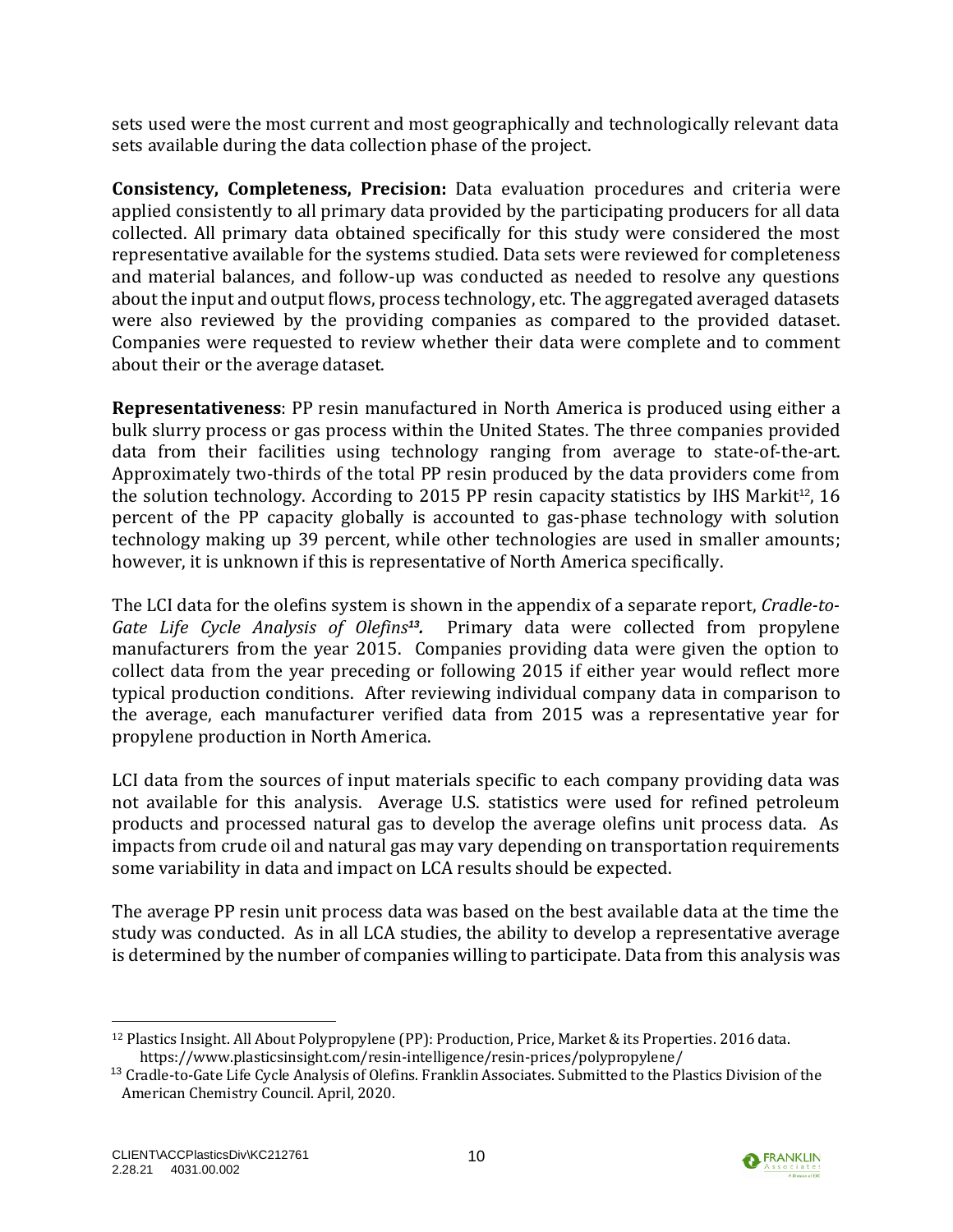sets used were the most current and most geographically and technologically relevant data sets available during the data collection phase of the project.

**Consistency, Completeness, Precision:** Data evaluation procedures and criteria were applied consistently to all primary data provided by the participating producers for all data collected. All primary data obtained specifically for this study were considered the most representative available for the systems studied. Data sets were reviewed for completeness and material balances, and follow-up was conducted as needed to resolve any questions about the input and output flows, process technology, etc. The aggregated averaged datasets were also reviewed by the providing companies as compared to the provided dataset. Companies were requested to review whether their data were complete and to comment about their or the average dataset.

**Representativeness**: PP resin manufactured in North America is produced using either a bulk slurry process or gas process within the United States. The three companies provided data from their facilities using technology ranging from average to state-of-the-art. Approximately two-thirds of the total PP resin produced by the data providers come from the solution technology. According to 2015 PP resin capacity statistics by IHS Markit[12], 16 percent of the PP capacity globally is accounted to gas-phase technology with solution technology making up 39 percent, while other technologies are used in smaller amounts; however, it is unknown if this is representative of North America specifically.

The LCI data for the olefins system is shown in the appendix of a separate report, *Cradle-to-Gate Life Cycle Analysis of Olefins*[13]. Primary data were collected from propylene manufacturers from the year 2015. Companies providing data were given the option to collect data from the year preceding or following 2015 if either year would reflect more typical production conditions. After reviewing individual company data in comparison to the average, each manufacturer verified data from 2015 was a representative year for propylene production in North America.

LCI data from the sources of input materials specific to each company providing data was not available for this analysis. Average U.S. statistics were used for refined petroleum products and processed natural gas to develop the average olefins unit process data. As impacts from crude oil and natural gas may vary depending on transportation requirements some variability in data and impact on LCA results should be expected.

The average PP resin unit process data was based on the best available data at the time the study was conducted. As in all LCA studies, the ability to develop a representative average is determined by the number of companies willing to participate. Data from this analysis was

---

[12] Plastics Insight. All About Polypropylene (PP): Production, Price, Market & its Properties. 2016 data. https://www.plasticsinsight.com/resin-intelligence/resin-prices/polypropylene/

[13] Cradle-to-Gate Life Cycle Analysis of Olefins. Franklin Associates. Submitted to the Plastics Division of the American Chemistry Council. April, 2020.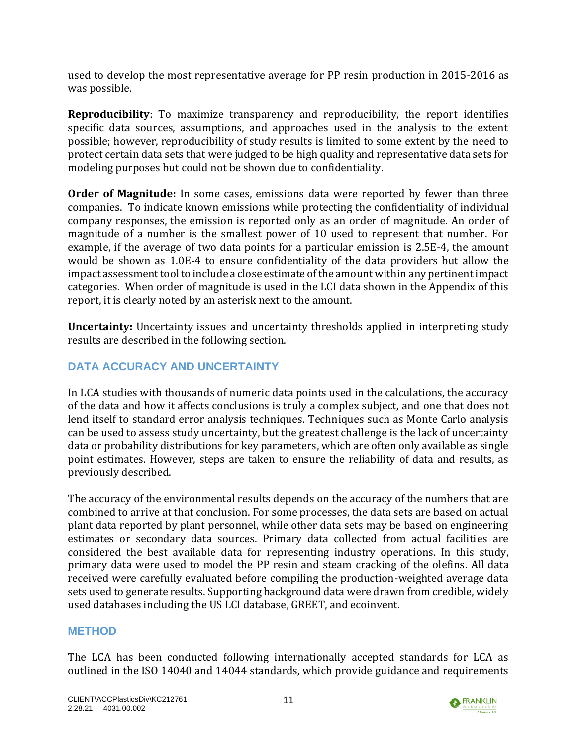used to develop the most representative average for PP resin production in 2015-2016 as was possible.

**Reproducibility**: To maximize transparency and reproducibility, the report identifies specific data sources, assumptions, and approaches used in the analysis to the extent possible; however, reproducibility of study results is limited to some extent by the need to protect certain data sets that were judged to be high quality and representative data sets for modeling purposes but could not be shown due to confidentiality.

**Order of Magnitude:** In some cases, emissions data were reported by fewer than three companies. To indicate known emissions while protecting the confidentiality of individual company responses, the emission is reported only as an order of magnitude. An order of magnitude of a number is the smallest power of 10 used to represent that number. For example, if the average of two data points for a particular emission is 2.5E-4, the amount would be shown as 1.0E-4 to ensure confidentiality of the data providers but allow the impact assessment tool to include a close estimate of the amount within any pertinent impact categories. When order of magnitude is used in the LCI data shown in the Appendix of this report, it is clearly noted by an asterisk next to the amount.

**Uncertainty:** Uncertainty issues and uncertainty thresholds applied in interpreting study results are described in the following section.

## DATA ACCURACY AND UNCERTAINTY

In LCA studies with thousands of numeric data points used in the calculations, the accuracy of the data and how it affects conclusions is truly a complex subject, and one that does not lend itself to standard error analysis techniques. Techniques such as Monte Carlo analysis can be used to assess study uncertainty, but the greatest challenge is the lack of uncertainty data or probability distributions for key parameters, which are often only available as single point estimates. However, steps are taken to ensure the reliability of data and results, as previously described.

The accuracy of the environmental results depends on the accuracy of the numbers that are combined to arrive at that conclusion. For some processes, the data sets are based on actual plant data reported by plant personnel, while other data sets may be based on engineering estimates or secondary data sources. Primary data collected from actual facilities are considered the best available data for representing industry operations. In this study, primary data were used to model the PP resin and steam cracking of the olefins. All data received were carefully evaluated before compiling the production-weighted average data sets used to generate results. Supporting background data were drawn from credible, widely used databases including the US LCI database, GREET, and ecoinvent.

## METHOD

The LCA has been conducted following internationally accepted standards for LCA as outlined in the ISO 14040 and 14044 standards, which provide guidance and requirements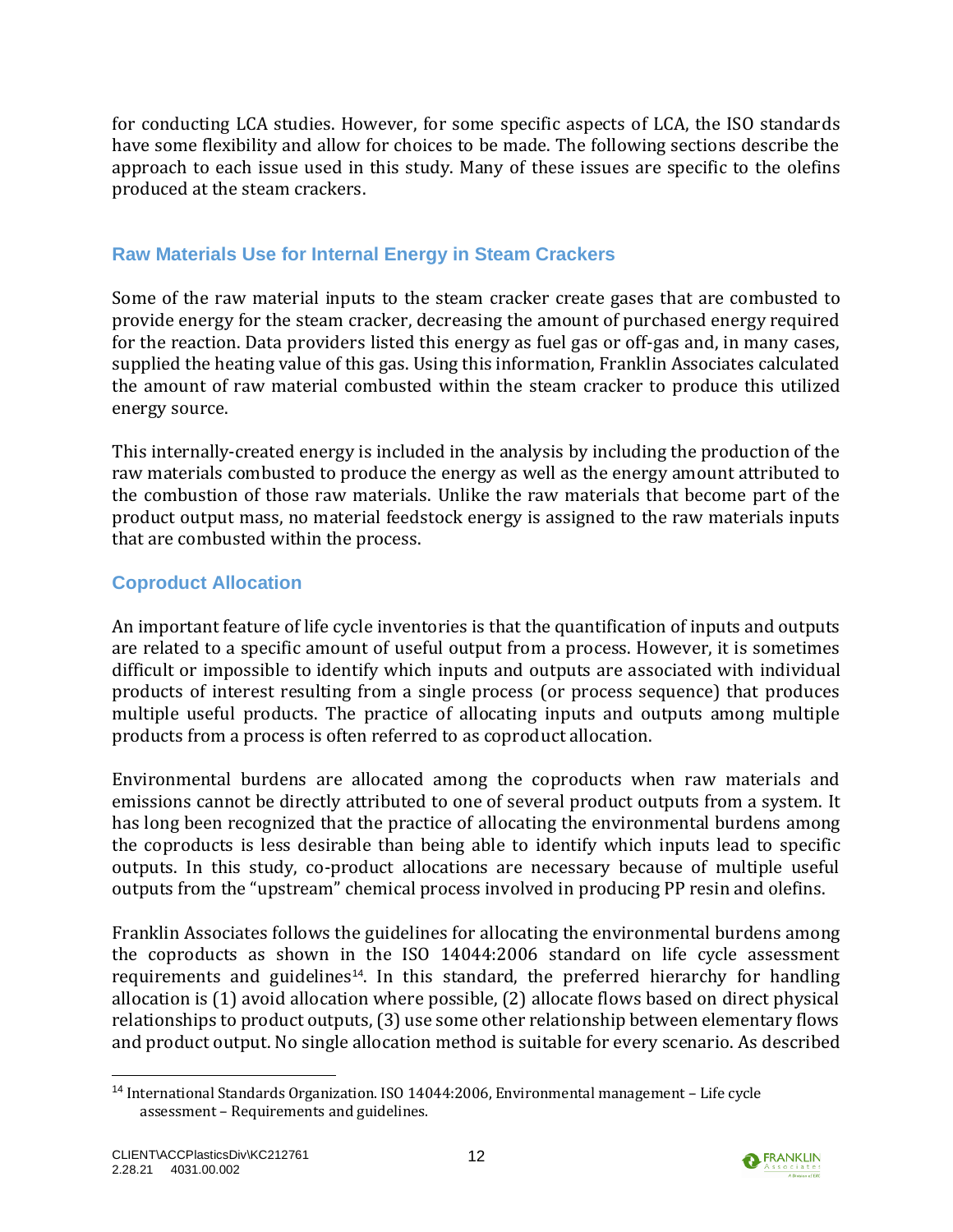for conducting LCA studies. However, for some specific aspects of LCA, the ISO standards have some flexibility and allow for choices to be made. The following sections describe the approach to each issue used in this study. Many of these issues are specific to the olefins produced at the steam crackers.

### Raw Materials Use for Internal Energy in Steam Crackers

Some of the raw material inputs to the steam cracker create gases that are combusted to provide energy for the steam cracker, decreasing the amount of purchased energy required for the reaction. Data providers listed this energy as fuel gas or off-gas and, in many cases, supplied the heating value of this gas. Using this information, Franklin Associates calculated the amount of raw material combusted within the steam cracker to produce this utilized energy source.

This internally-created energy is included in the analysis by including the production of the raw materials combusted to produce the energy as well as the energy amount attributed to the combustion of those raw materials. Unlike the raw materials that become part of the product output mass, no material feedstock energy is assigned to the raw materials inputs that are combusted within the process.

### Coproduct Allocation

An important feature of life cycle inventories is that the quantification of inputs and outputs are related to a specific amount of useful output from a process. However, it is sometimes difficult or impossible to identify which inputs and outputs are associated with individual products of interest resulting from a single process (or process sequence) that produces multiple useful products. The practice of allocating inputs and outputs among multiple products from a process is often referred to as coproduct allocation.

Environmental burdens are allocated among the coproducts when raw materials and emissions cannot be directly attributed to one of several product outputs from a system. It has long been recognized that the practice of allocating the environmental burdens among the coproducts is less desirable than being able to identify which inputs lead to specific outputs. In this study, co-product allocations are necessary because of multiple useful outputs from the "upstream" chemical process involved in producing PP resin and olefins.

Franklin Associates follows the guidelines for allocating the environmental burdens among the coproducts as shown in the ISO 14044:2006 standard on life cycle assessment requirements and guidelines[14]. In this standard, the preferred hierarchy for handling allocation is (1) avoid allocation where possible, (2) allocate flows based on direct physical relationships to product outputs, (3) use some other relationship between elementary flows and product output. No single allocation method is suitable for every scenario. As described

[14] International Standards Organization. ISO 14044:2006, Environmental management – Life cycle assessment – Requirements and guidelines.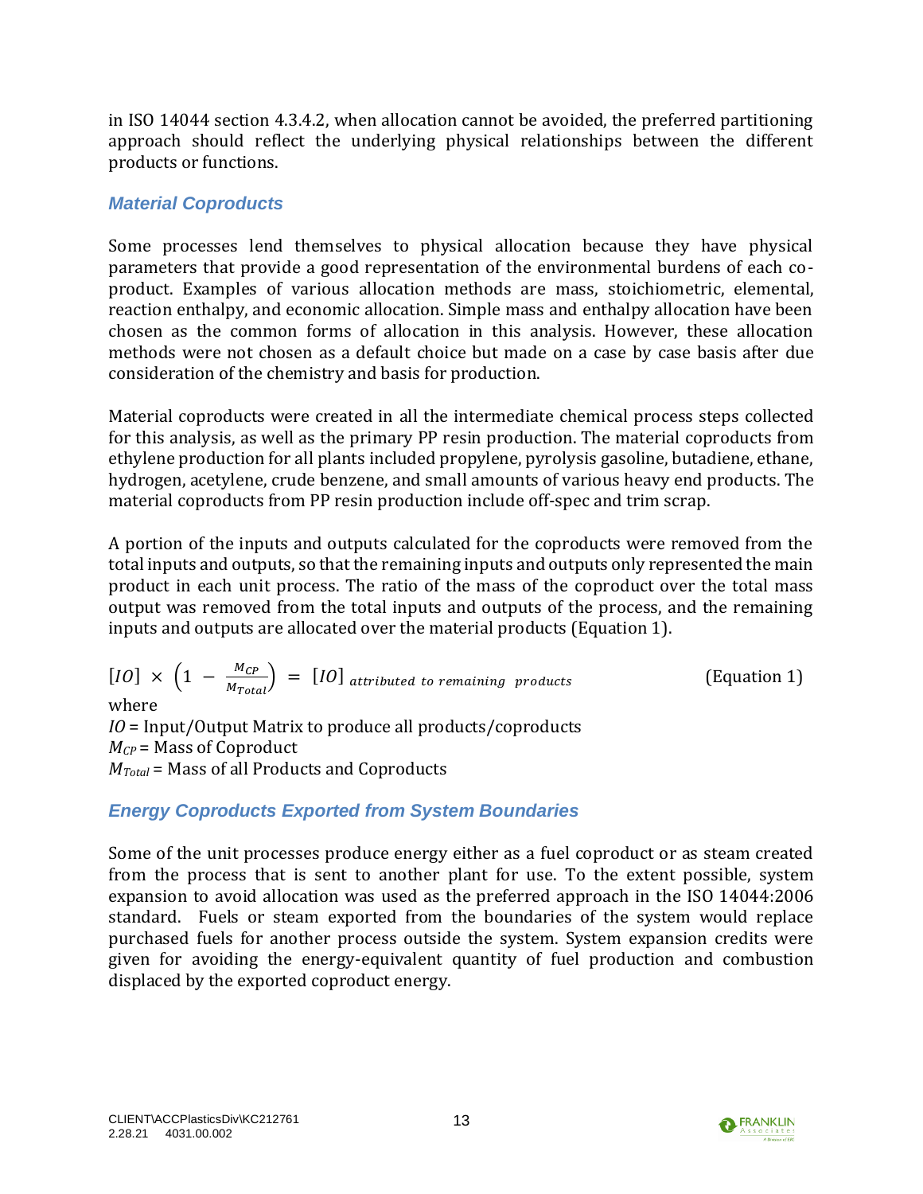in ISO 14044 section 4.3.4.2, when allocation cannot be avoided, the preferred partitioning approach should reflect the underlying physical relationships between the different products or functions.

### *Material Coproducts*

Some processes lend themselves to physical allocation because they have physical parameters that provide a good representation of the environmental burdens of each co-product. Examples of various allocation methods are mass, stoichiometric, elemental, reaction enthalpy, and economic allocation. Simple mass and enthalpy allocation have been chosen as the common forms of allocation in this analysis. However, these allocation methods were not chosen as a default choice but made on a case by case basis after due consideration of the chemistry and basis for production.

Material coproducts were created in all the intermediate chemical process steps collected for this analysis, as well as the primary PP resin production. The material coproducts from ethylene production for all plants included propylene, pyrolysis gasoline, butadiene, ethane, hydrogen, acetylene, crude benzene, and small amounts of various heavy end products. The material coproducts from PP resin production include off-spec and trim scrap.

A portion of the inputs and outputs calculated for the coproducts were removed from the total inputs and outputs, so that the remaining inputs and outputs only represented the main product in each unit process. The ratio of the mass of the coproduct over the total mass output was removed from the total inputs and outputs of the process, and the remaining inputs and outputs are allocated over the material products (Equation 1).

$$[IO] \times \left(1 - \frac{M_{CP}}{M_{Total}}\right) = [IO]_{attributed\ to\ remaining\ products} \qquad \text{(Equation 1)}$$

where

$IO$ = Input/Output Matrix to produce all products/coproducts

$M_{CP}$ = Mass of Coproduct

$M_{Total}$ = Mass of all Products and Coproducts

### *Energy Coproducts Exported from System Boundaries*

Some of the unit processes produce energy either as a fuel coproduct or as steam created from the process that is sent to another plant for use. To the extent possible, system expansion to avoid allocation was used as the preferred approach in the ISO 14044:2006 standard. Fuels or steam exported from the boundaries of the system would replace purchased fuels for another process outside the system. System expansion credits were given for avoiding the energy-equivalent quantity of fuel production and combustion displaced by the exported coproduct energy.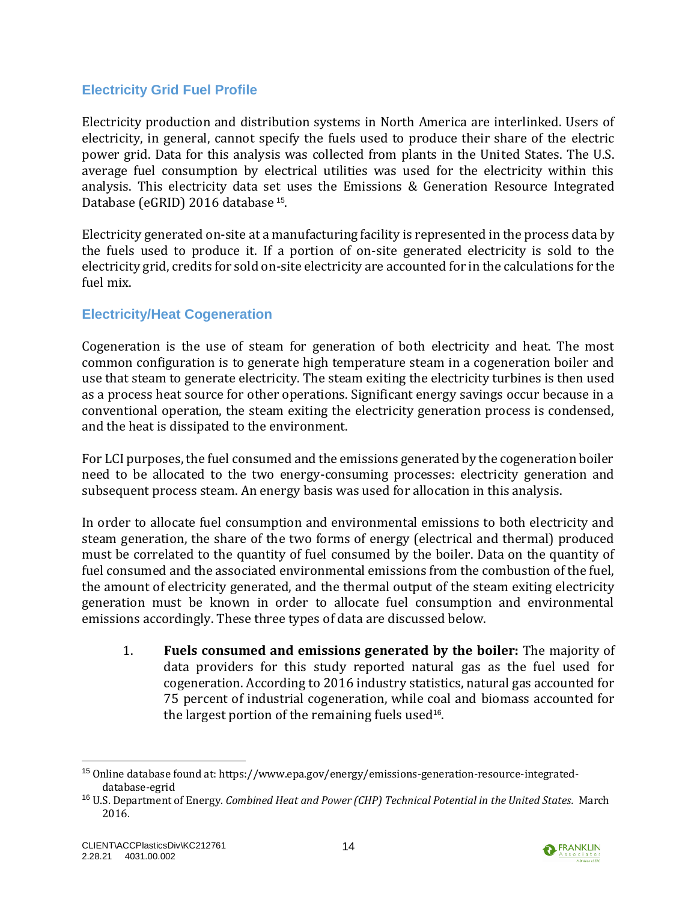## Electricity Grid Fuel Profile

Electricity production and distribution systems in North America are interlinked. Users of electricity, in general, cannot specify the fuels used to produce their share of the electric power grid. Data for this analysis was collected from plants in the United States. The U.S. average fuel consumption by electrical utilities was used for the electricity within this analysis. This electricity data set uses the Emissions & Generation Resource Integrated Database (eGRID) 2016 database [15].

Electricity generated on-site at a manufacturing facility is represented in the process data by the fuels used to produce it. If a portion of on-site generated electricity is sold to the electricity grid, credits for sold on-site electricity are accounted for in the calculations for the fuel mix.

## Electricity/Heat Cogeneration

Cogeneration is the use of steam for generation of both electricity and heat. The most common configuration is to generate high temperature steam in a cogeneration boiler and use that steam to generate electricity. The steam exiting the electricity turbines is then used as a process heat source for other operations. Significant energy savings occur because in a conventional operation, the steam exiting the electricity generation process is condensed, and the heat is dissipated to the environment.

For LCI purposes, the fuel consumed and the emissions generated by the cogeneration boiler need to be allocated to the two energy-consuming processes: electricity generation and subsequent process steam. An energy basis was used for allocation in this analysis.

In order to allocate fuel consumption and environmental emissions to both electricity and steam generation, the share of the two forms of energy (electrical and thermal) produced must be correlated to the quantity of fuel consumed by the boiler. Data on the quantity of fuel consumed and the associated environmental emissions from the combustion of the fuel, the amount of electricity generated, and the thermal output of the steam exiting electricity generation must be known in order to allocate fuel consumption and environmental emissions accordingly. These three types of data are discussed below.

1. **Fuels consumed and emissions generated by the boiler:** The majority of data providers for this study reported natural gas as the fuel used for cogeneration. According to 2016 industry statistics, natural gas accounted for 75 percent of industrial cogeneration, while coal and biomass accounted for the largest portion of the remaining fuels used[16].

[15] Online database found at: https://www.epa.gov/energy/emissions-generation-resource-integrated-database-egrid

[16] U.S. Department of Energy. *Combined Heat and Power (CHP) Technical Potential in the United States.* March 2016.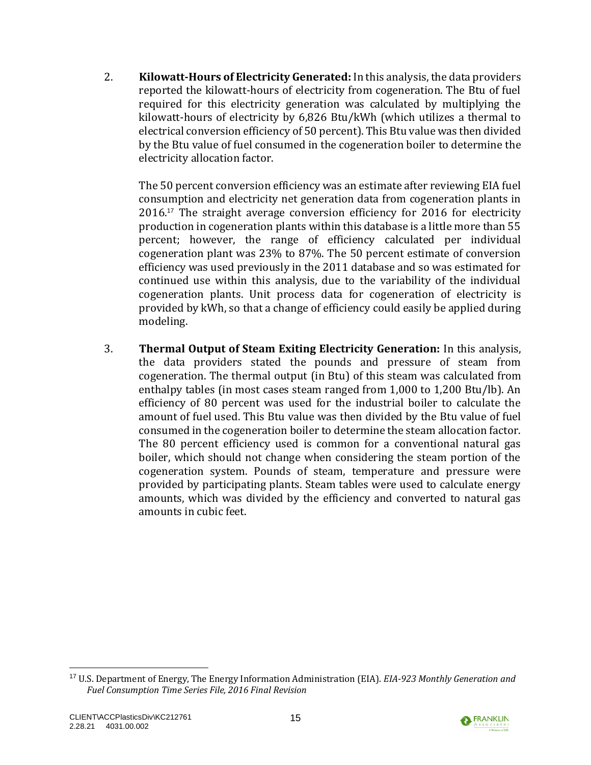2. **Kilowatt-Hours of Electricity Generated:** In this analysis, the data providers reported the kilowatt-hours of electricity from cogeneration. The Btu of fuel required for this electricity generation was calculated by multiplying the kilowatt-hours of electricity by 6,826 Btu/kWh (which utilizes a thermal to electrical conversion efficiency of 50 percent). This Btu value was then divided by the Btu value of fuel consumed in the cogeneration boiler to determine the electricity allocation factor.

   The 50 percent conversion efficiency was an estimate after reviewing EIA fuel consumption and electricity net generation data from cogeneration plants in 2016.[17] The straight average conversion efficiency for 2016 for electricity production in cogeneration plants within this database is a little more than 55 percent; however, the range of efficiency calculated per individual cogeneration plant was 23% to 87%. The 50 percent estimate of conversion efficiency was used previously in the 2011 database and so was estimated for continued use within this analysis, due to the variability of the individual cogeneration plants. Unit process data for cogeneration of electricity is provided by kWh, so that a change of efficiency could easily be applied during modeling.

3. **Thermal Output of Steam Exiting Electricity Generation:** In this analysis, the data providers stated the pounds and pressure of steam from cogeneration. The thermal output (in Btu) of this steam was calculated from enthalpy tables (in most cases steam ranged from 1,000 to 1,200 Btu/lb). An efficiency of 80 percent was used for the industrial boiler to calculate the amount of fuel used. This Btu value was then divided by the Btu value of fuel consumed in the cogeneration boiler to determine the steam allocation factor. The 80 percent efficiency used is common for a conventional natural gas boiler, which should not change when considering the steam portion of the cogeneration system. Pounds of steam, temperature and pressure were provided by participating plants. Steam tables were used to calculate energy amounts, which was divided by the efficiency and converted to natural gas amounts in cubic feet.

[17] U.S. Department of Energy, The Energy Information Administration (EIA). *EIA-923 Monthly Generation and Fuel Consumption Time Series File, 2016 Final Revision*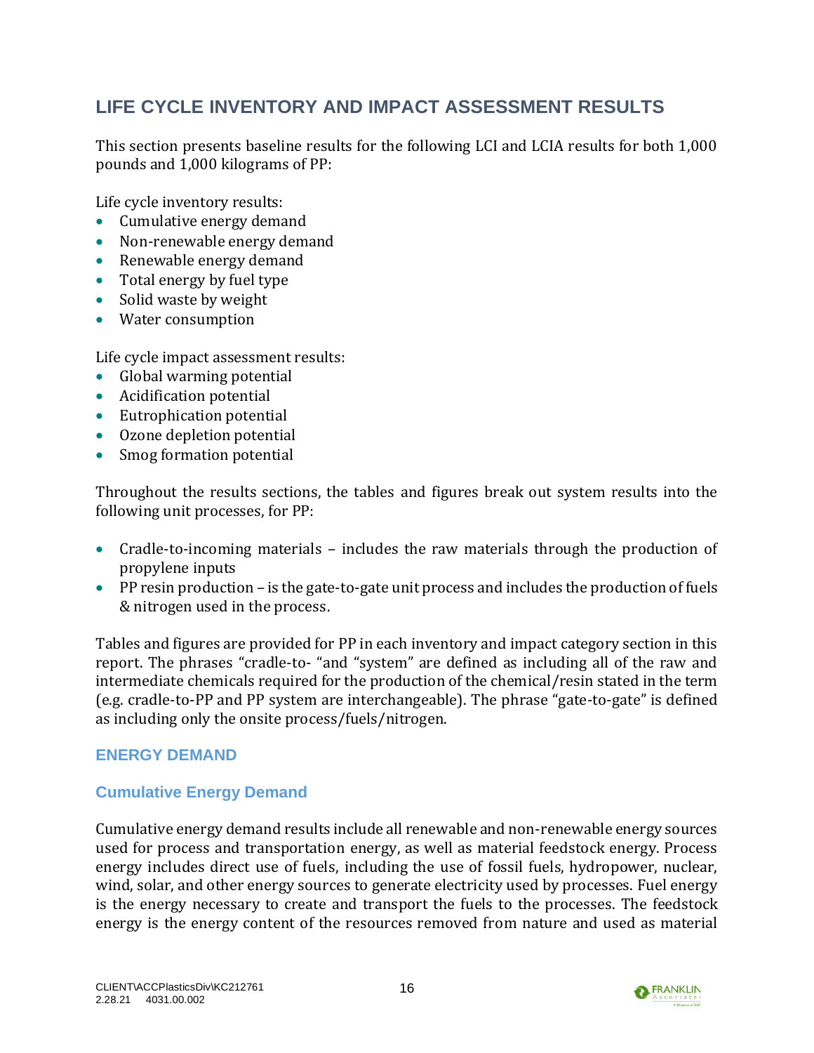## LIFE CYCLE INVENTORY AND IMPACT ASSESSMENT RESULTS

This section presents baseline results for the following LCI and LCIA results for both 1,000 pounds and 1,000 kilograms of PP:

Life cycle inventory results:

- Cumulative energy demand
- Non-renewable energy demand
- Renewable energy demand
- Total energy by fuel type
- Solid waste by weight
- Water consumption

Life cycle impact assessment results:

- Global warming potential
- Acidification potential
- Eutrophication potential
- Ozone depletion potential
- Smog formation potential

Throughout the results sections, the tables and figures break out system results into the following unit processes, for PP:

- Cradle-to-incoming materials – includes the raw materials through the production of propylene inputs
- PP resin production – is the gate-to-gate unit process and includes the production of fuels & nitrogen used in the process.

Tables and figures are provided for PP in each inventory and impact category section in this report. The phrases "cradle-to- "and "system" are defined as including all of the raw and intermediate chemicals required for the production of the chemical/resin stated in the term (e.g. cradle-to-PP and PP system are interchangeable). The phrase "gate-to-gate" is defined as including only the onsite process/fuels/nitrogen.

### ENERGY DEMAND

#### Cumulative Energy Demand

Cumulative energy demand results include all renewable and non-renewable energy sources used for process and transportation energy, as well as material feedstock energy. Process energy includes direct use of fuels, including the use of fossil fuels, hydropower, nuclear, wind, solar, and other energy sources to generate electricity used by processes. Fuel energy is the energy necessary to create and transport the fuels to the processes. The feedstock energy is the energy content of the resources removed from nature and used as material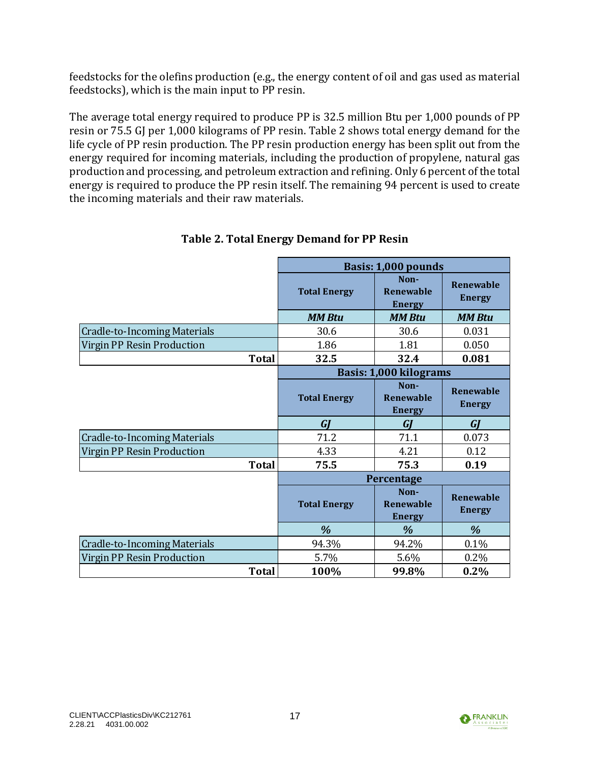feedstocks for the olefins production (e.g., the energy content of oil and gas used as material feedstocks), which is the main input to PP resin.

The average total energy required to produce PP is 32.5 million Btu per 1,000 pounds of PP resin or 75.5 GJ per 1,000 kilograms of PP resin. Table 2 shows total energy demand for the life cycle of PP resin production. The PP resin production energy has been split out from the energy required for incoming materials, including the production of propylene, natural gas production and processing, and petroleum extraction and refining. Only 6 percent of the total energy is required to produce the PP resin itself. The remaining 94 percent is used to create the incoming materials and their raw materials.

**Table 2. Total Energy Demand for PP Resin**

| | **Basis: 1,000 pounds** | | |
|---|---|---|---|
| | **Total Energy** | **Non-Renewable Energy** | **Renewable Energy** |
| | ***MM Btu*** | ***MM Btu*** | ***MM Btu*** |
| Cradle-to-Incoming Materials | 30.6 | 30.6 | 0.031 |
| Virgin PP Resin Production | 1.86 | 1.81 | 0.050 |
| **Total** | **32.5** | **32.4** | **0.081** |
| | **Basis: 1,000 kilograms** | | |
| | **Total Energy** | **Non-Renewable Energy** | **Renewable Energy** |
| | ***GJ*** | ***GJ*** | ***GJ*** |
| Cradle-to-Incoming Materials | 71.2 | 71.1 | 0.073 |
| Virgin PP Resin Production | 4.33 | 4.21 | 0.12 |
| **Total** | **75.5** | **75.3** | **0.19** |
| | **Percentage** | | |
| | **Total Energy** | **Non-Renewable Energy** | **Renewable Energy** |
| | ***%*** | ***%*** | ***%*** |
| Cradle-to-Incoming Materials | 94.3% | 94.2% | 0.1% |
| Virgin PP Resin Production | 5.7% | 5.6% | 0.2% |
| **Total** | **100%** | **99.8%** | **0.2%** |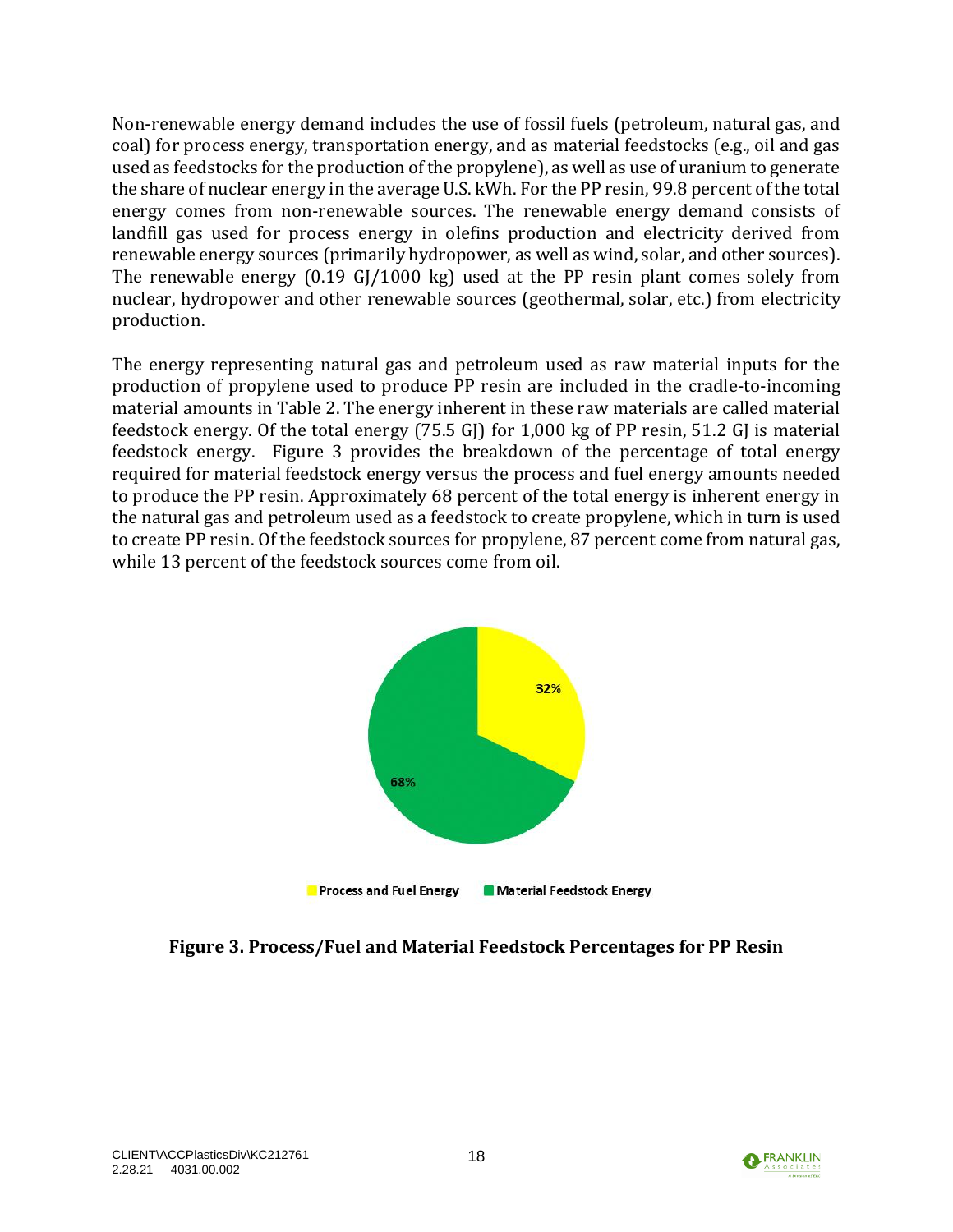Non-renewable energy demand includes the use of fossil fuels (petroleum, natural gas, and coal) for process energy, transportation energy, and as material feedstocks (e.g., oil and gas used as feedstocks for the production of the propylene), as well as use of uranium to generate the share of nuclear energy in the average U.S. kWh. For the PP resin, 99.8 percent of the total energy comes from non-renewable sources. The renewable energy demand consists of landfill gas used for process energy in olefins production and electricity derived from renewable energy sources (primarily hydropower, as well as wind, solar, and other sources). The renewable energy (0.19 GJ/1000 kg) used at the PP resin plant comes solely from nuclear, hydropower and other renewable sources (geothermal, solar, etc.) from electricity production.

The energy representing natural gas and petroleum used as raw material inputs for the production of propylene used to produce PP resin are included in the cradle-to-incoming material amounts in Table 2. The energy inherent in these raw materials are called material feedstock energy. Of the total energy (75.5 GJ) for 1,000 kg of PP resin, 51.2 GJ is material feedstock energy. Figure 3 provides the breakdown of the percentage of total energy required for material feedstock energy versus the process and fuel energy amounts needed to produce the PP resin. Approximately 68 percent of the total energy is inherent energy in the natural gas and petroleum used as a feedstock to create propylene, which in turn is used to create PP resin. Of the feedstock sources for propylene, 87 percent come from natural gas, while 13 percent of the feedstock sources come from oil.

32%

68%

Process and Fuel Energy    Material Feedstock Energy

**Figure 3. Process/Fuel and Material Feedstock Percentages for PP Resin**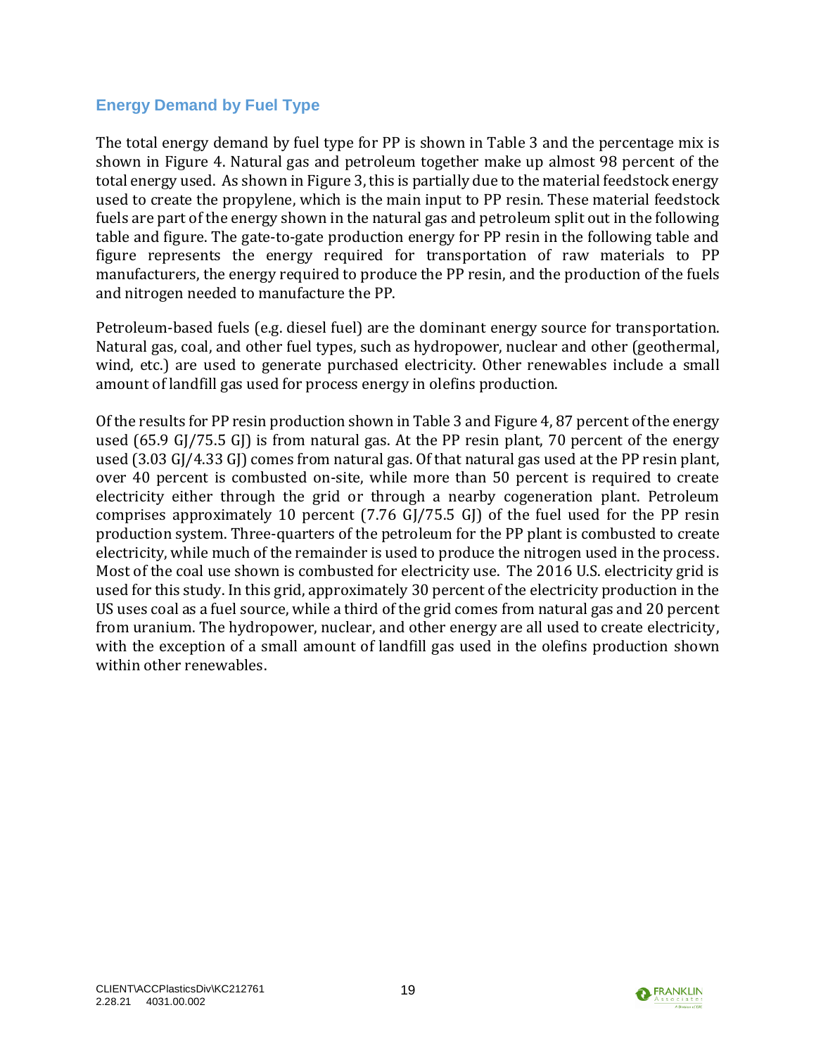## Energy Demand by Fuel Type

The total energy demand by fuel type for PP is shown in Table 3 and the percentage mix is shown in Figure 4. Natural gas and petroleum together make up almost 98 percent of the total energy used. As shown in Figure 3, this is partially due to the material feedstock energy used to create the propylene, which is the main input to PP resin. These material feedstock fuels are part of the energy shown in the natural gas and petroleum split out in the following table and figure. The gate-to-gate production energy for PP resin in the following table and figure represents the energy required for transportation of raw materials to PP manufacturers, the energy required to produce the PP resin, and the production of the fuels and nitrogen needed to manufacture the PP.

Petroleum-based fuels (e.g. diesel fuel) are the dominant energy source for transportation. Natural gas, coal, and other fuel types, such as hydropower, nuclear and other (geothermal, wind, etc.) are used to generate purchased electricity. Other renewables include a small amount of landfill gas used for process energy in olefins production.

Of the results for PP resin production shown in Table 3 and Figure 4, 87 percent of the energy used (65.9 GJ/75.5 GJ) is from natural gas. At the PP resin plant, 70 percent of the energy used (3.03 GJ/4.33 GJ) comes from natural gas. Of that natural gas used at the PP resin plant, over 40 percent is combusted on-site, while more than 50 percent is required to create electricity either through the grid or through a nearby cogeneration plant. Petroleum comprises approximately 10 percent (7.76 GJ/75.5 GJ) of the fuel used for the PP resin production system. Three-quarters of the petroleum for the PP plant is combusted to create electricity, while much of the remainder is used to produce the nitrogen used in the process. Most of the coal use shown is combusted for electricity use. The 2016 U.S. electricity grid is used for this study. In this grid, approximately 30 percent of the electricity production in the US uses coal as a fuel source, while a third of the grid comes from natural gas and 20 percent from uranium. The hydropower, nuclear, and other energy are all used to create electricity, with the exception of a small amount of landfill gas used in the olefins production shown within other renewables.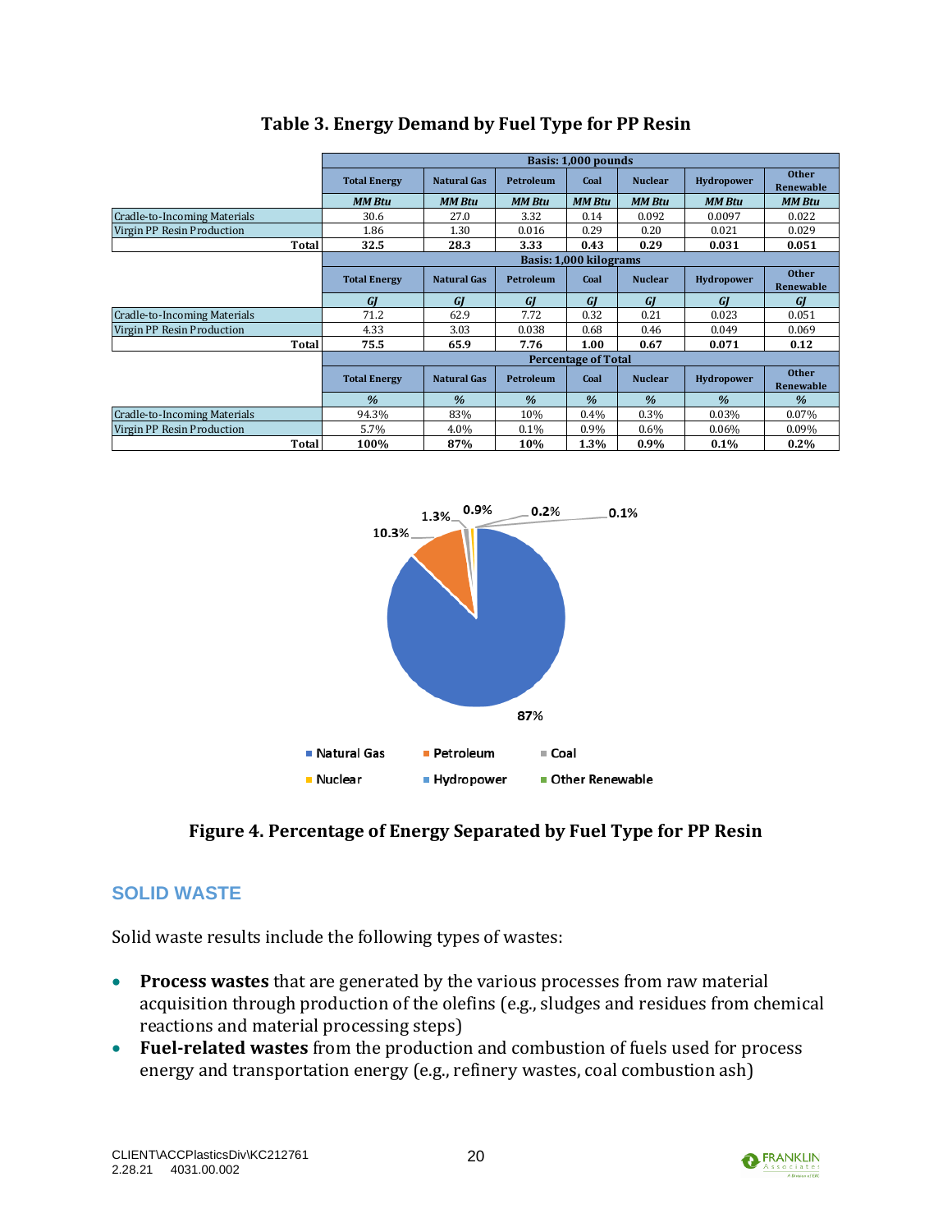**Table 3. Energy Demand by Fuel Type for PP Resin**

| | Total Energy | Natural Gas | Petroleum | Coal | Nuclear | Hydropower | Other Renewable |
|---|---|---|---|---|---|---|---|
| **Basis: 1,000 pounds** | | | | | | | |
| | *MM Btu* | *MM Btu* | *MM Btu* | *MM Btu* | *MM Btu* | *MM Btu* | *MM Btu* |
| Cradle-to-Incoming Materials | 30.6 | 27.0 | 3.32 | 0.14 | 0.092 | 0.0097 | 0.022 |
| Virgin PP Resin Production | 1.86 | 1.30 | 0.016 | 0.29 | 0.20 | 0.021 | 0.029 |
| **Total** | **32.5** | **28.3** | **3.33** | **0.43** | **0.29** | **0.031** | **0.051** |
| **Basis: 1,000 kilograms** | | | | | | | |
| | *GJ* | *GJ* | *GJ* | *GJ* | *GJ* | *GJ* | *GJ* |
| Cradle-to-Incoming Materials | 71.2 | 62.9 | 7.72 | 0.32 | 0.21 | 0.023 | 0.051 |
| Virgin PP Resin Production | 4.33 | 3.03 | 0.038 | 0.68 | 0.46 | 0.049 | 0.069 |
| **Total** | **75.5** | **65.9** | **7.76** | **1.00** | **0.67** | **0.071** | **0.12** |
| **Percentage of Total** | | | | | | | |
| | *%* | *%* | *%* | *%* | *%* | *%* | *%* |
| Cradle-to-Incoming Materials | 94.3% | 83% | 10% | 0.4% | 0.3% | 0.03% | 0.07% |
| Virgin PP Resin Production | 5.7% | 4.0% | 0.1% | 0.9% | 0.6% | 0.06% | 0.09% |
| **Total** | **100%** | **87%** | **10%** | **1.3%** | **0.9%** | **0.1%** | **0.2%** |

**Figure 4. Percentage of Energy Separated by Fuel Type for PP Resin**

## SOLID WASTE

Solid waste results include the following types of wastes:

- **Process wastes** that are generated by the various processes from raw material acquisition through production of the olefins (e.g., sludges and residues from chemical reactions and material processing steps)
- **Fuel-related wastes** from the production and combustion of fuels used for process energy and transportation energy (e.g., refinery wastes, coal combustion ash)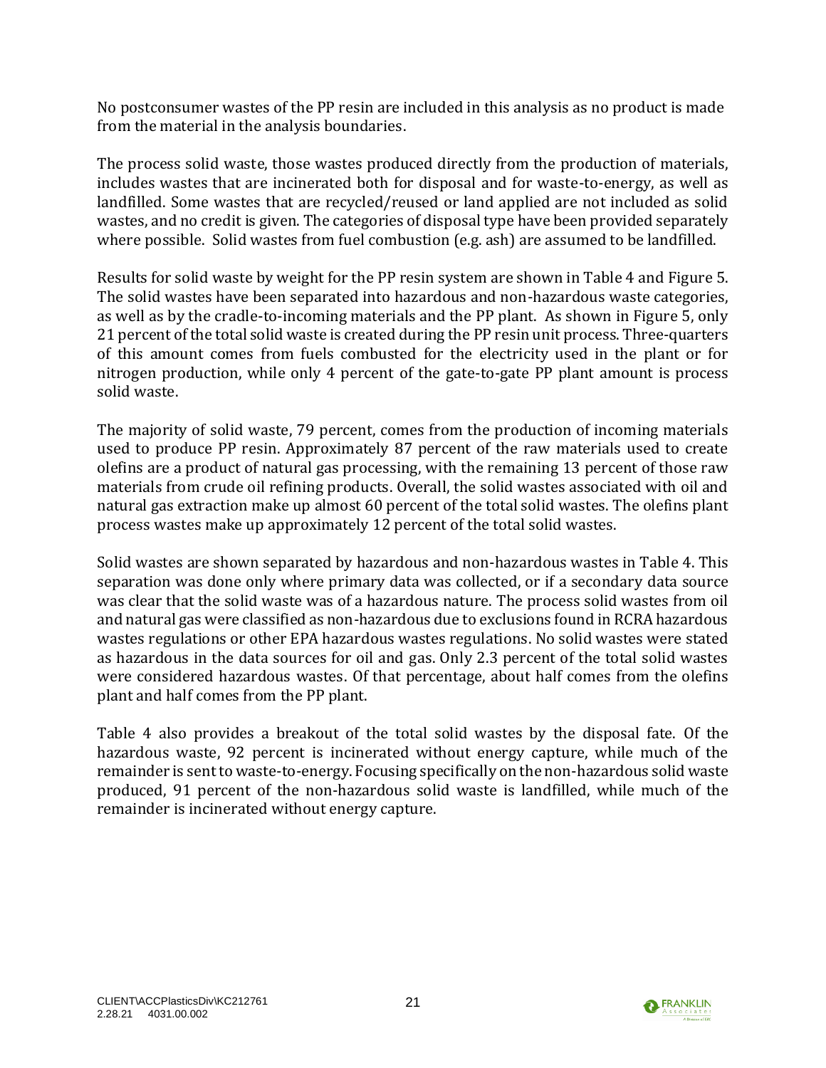No postconsumer wastes of the PP resin are included in this analysis as no product is made from the material in the analysis boundaries.

The process solid waste, those wastes produced directly from the production of materials, includes wastes that are incinerated both for disposal and for waste-to-energy, as well as landfilled. Some wastes that are recycled/reused or land applied are not included as solid wastes, and no credit is given. The categories of disposal type have been provided separately where possible. Solid wastes from fuel combustion (e.g. ash) are assumed to be landfilled.

Results for solid waste by weight for the PP resin system are shown in Table 4 and Figure 5. The solid wastes have been separated into hazardous and non-hazardous waste categories, as well as by the cradle-to-incoming materials and the PP plant. As shown in Figure 5, only 21 percent of the total solid waste is created during the PP resin unit process. Three-quarters of this amount comes from fuels combusted for the electricity used in the plant or for nitrogen production, while only 4 percent of the gate-to-gate PP plant amount is process solid waste.

The majority of solid waste, 79 percent, comes from the production of incoming materials used to produce PP resin. Approximately 87 percent of the raw materials used to create olefins are a product of natural gas processing, with the remaining 13 percent of those raw materials from crude oil refining products. Overall, the solid wastes associated with oil and natural gas extraction make up almost 60 percent of the total solid wastes. The olefins plant process wastes make up approximately 12 percent of the total solid wastes.

Solid wastes are shown separated by hazardous and non-hazardous wastes in Table 4. This separation was done only where primary data was collected, or if a secondary data source was clear that the solid waste was of a hazardous nature. The process solid wastes from oil and natural gas were classified as non-hazardous due to exclusions found in RCRA hazardous wastes regulations or other EPA hazardous wastes regulations. No solid wastes were stated as hazardous in the data sources for oil and gas. Only 2.3 percent of the total solid wastes were considered hazardous wastes. Of that percentage, about half comes from the olefins plant and half comes from the PP plant.

Table 4 also provides a breakout of the total solid wastes by the disposal fate. Of the hazardous waste, 92 percent is incinerated without energy capture, while much of the remainder is sent to waste-to-energy. Focusing specifically on the non-hazardous solid waste produced, 91 percent of the non-hazardous solid waste is landfilled, while much of the remainder is incinerated without energy capture.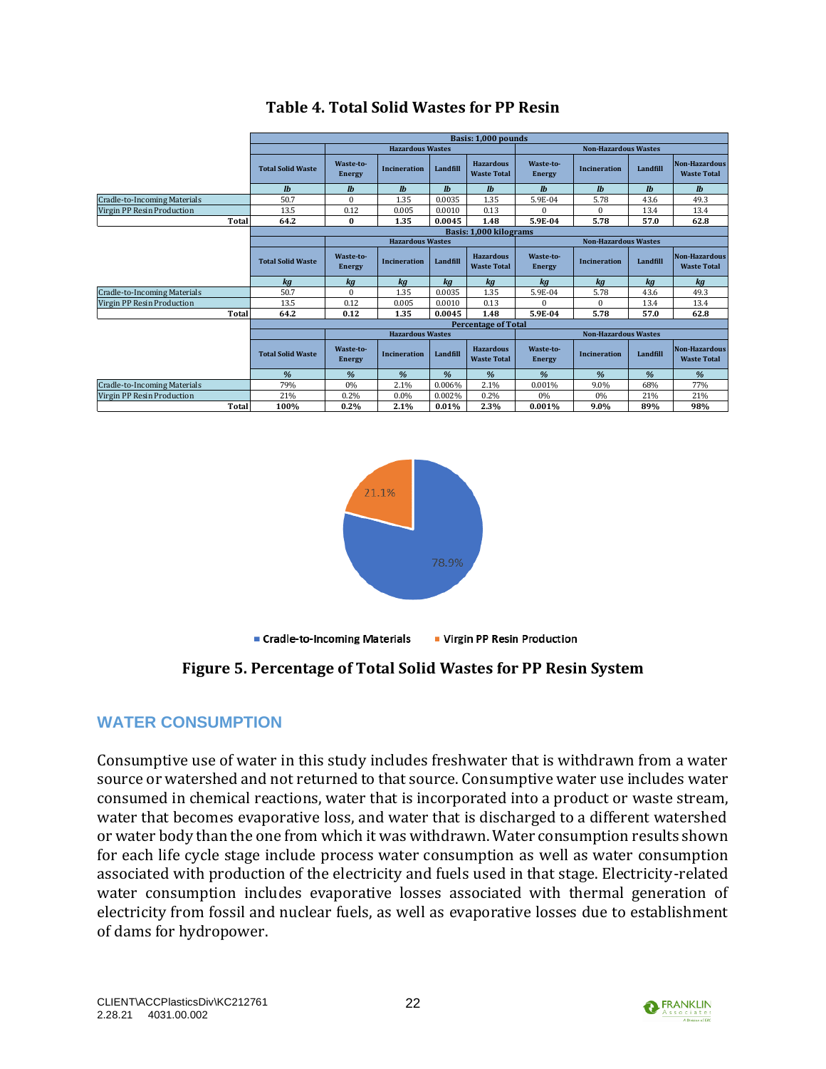**Table 4. Total Solid Wastes for PP Resin**

| | Basis: 1,000 pounds | | | | | | | | |
|---|---|---|---|---|---|---|---|---|---|
| | | Hazardous Wastes | | | | Non-Hazardous Wastes | | | |
| | Total Solid Waste | Waste-to-Energy | Incineration | Landfill | Hazardous Waste Total | Waste-to-Energy | Incineration | Landfill | Non-Hazardous Waste Total |
| | *lb* | *lb* | *lb* | *lb* | *lb* | *lb* | *lb* | *lb* | *lb* |
| Cradle-to-Incoming Materials | 50.7 | 0 | 1.35 | 0.0035 | 1.35 | 5.9E-04 | 5.78 | 43.6 | 49.3 |
| Virgin PP Resin Production | 13.5 | 0.12 | 0.005 | 0.0010 | 0.13 | 0 | 0 | 13.4 | 13.4 |
| **Total** | **64.2** | **0** | **1.35** | **0.0045** | **1.48** | **5.9E-04** | **5.78** | **57.0** | **62.8** |
| | Basis: 1,000 kilograms | | | | | | | | |
| | | Hazardous Wastes | | | | Non-Hazardous Wastes | | | |
| | Total Solid Waste | Waste-to-Energy | Incineration | Landfill | Hazardous Waste Total | Waste-to-Energy | Incineration | Landfill | Non-Hazardous Waste Total |
| | *kg* | *kg* | *kg* | *kg* | *kg* | *kg* | *kg* | *kg* | *kg* |
| Cradle-to-Incoming Materials | 50.7 | 0 | 1.35 | 0.0035 | 1.35 | 5.9E-04 | 5.78 | 43.6 | 49.3 |
| Virgin PP Resin Production | 13.5 | 0.12 | 0.005 | 0.0010 | 0.13 | 0 | 0 | 13.4 | 13.4 |
| **Total** | **64.2** | **0.12** | **1.35** | **0.0045** | **1.48** | **5.9E-04** | **5.78** | **57.0** | **62.8** |
| | Percentage of Total | | | | | | | | |
| | | Hazardous Wastes | | | | Non-Hazardous Wastes | | | |
| | Total Solid Waste | Waste-to-Energy | Incineration | Landfill | Hazardous Waste Total | Waste-to-Energy | Incineration | Landfill | Non-Hazardous Waste Total |
| | *%* | *%* | *%* | *%* | *%* | *%* | *%* | *%* | *%* |
| Cradle-to-Incoming Materials | 79% | 0% | 2.1% | 0.006% | 2.1% | 0.001% | 9.0% | 68% | 77% |
| Virgin PP Resin Production | 21% | 0.2% | 0.0% | 0.002% | 0.2% | 0% | 0% | 21% | 21% |
| **Total** | **100%** | **0.2%** | **2.1%** | **0.01%** | **2.3%** | **0.001%** | **9.0%** | **89%** | **98%** |

**Figure 5. Percentage of Total Solid Wastes for PP Resin System**

## WATER CONSUMPTION

Consumptive use of water in this study includes freshwater that is withdrawn from a water source or watershed and not returned to that source. Consumptive water use includes water consumed in chemical reactions, water that is incorporated into a product or waste stream, water that becomes evaporative loss, and water that is discharged to a different watershed or water body than the one from which it was withdrawn. Water consumption results shown for each life cycle stage include process water consumption as well as water consumption associated with production of the electricity and fuels used in that stage. Electricity-related water consumption includes evaporative losses associated with thermal generation of electricity from fossil and nuclear fuels, as well as evaporative losses due to establishment of dams for hydropower.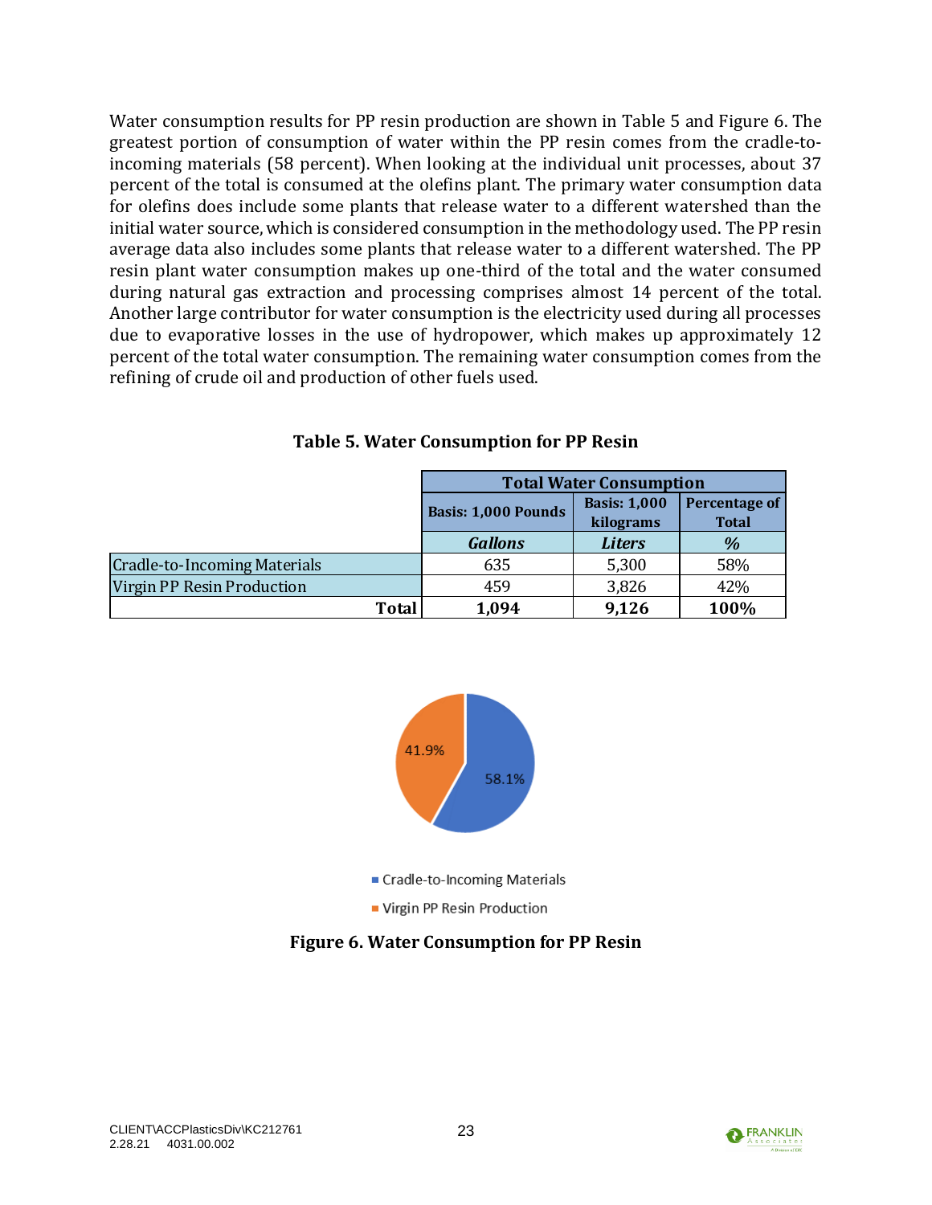Water consumption results for PP resin production are shown in Table 5 and Figure 6. The greatest portion of consumption of water within the PP resin comes from the cradle-to-incoming materials (58 percent). When looking at the individual unit processes, about 37 percent of the total is consumed at the olefins plant. The primary water consumption data for olefins does include some plants that release water to a different watershed than the initial water source, which is considered consumption in the methodology used. The PP resin average data also includes some plants that release water to a different watershed. The PP resin plant water consumption makes up one-third of the total and the water consumed during natural gas extraction and processing comprises almost 14 percent of the total. Another large contributor for water consumption is the electricity used during all processes due to evaporative losses in the use of hydropower, which makes up approximately 12 percent of the total water consumption. The remaining water consumption comes from the refining of crude oil and production of other fuels used.

**Table 5. Water Consumption for PP Resin**

| | Total Water Consumption | | |
|---|---|---|---|
| | Basis: 1,000 Pounds | Basis: 1,000 kilograms | Percentage of Total |
| | *Gallons* | *Liters* | *%* |
| Cradle-to-Incoming Materials | 635 | 5,300 | 58% |
| Virgin PP Resin Production | 459 | 3,826 | 42% |
| **Total** | **1,094** | **9,126** | **100%** |

41.9%
58.1%

Cradle-to-Incoming Materials
Virgin PP Resin Production

**Figure 6. Water Consumption for PP Resin**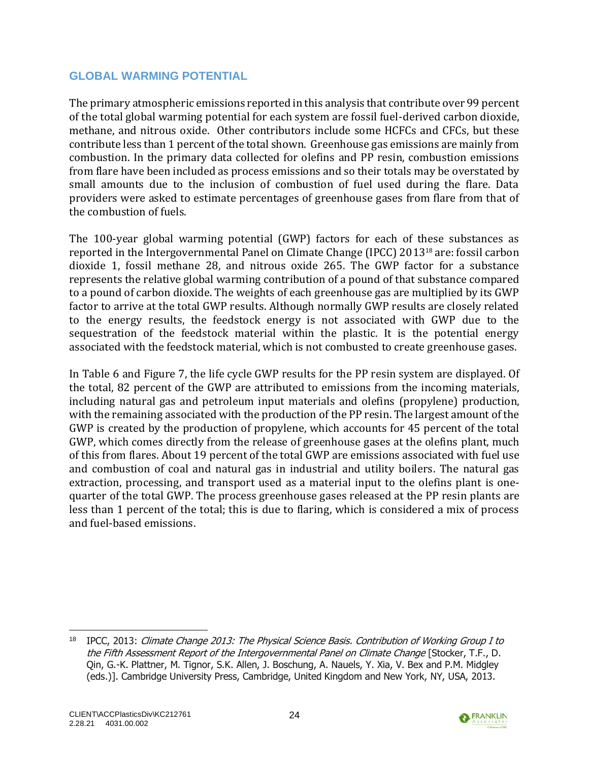## GLOBAL WARMING POTENTIAL

The primary atmospheric emissions reported in this analysis that contribute over 99 percent of the total global warming potential for each system are fossil fuel-derived carbon dioxide, methane, and nitrous oxide. Other contributors include some HCFCs and CFCs, but these contribute less than 1 percent of the total shown. Greenhouse gas emissions are mainly from combustion. In the primary data collected for olefins and PP resin, combustion emissions from flare have been included as process emissions and so their totals may be overstated by small amounts due to the inclusion of combustion of fuel used during the flare. Data providers were asked to estimate percentages of greenhouse gases from flare from that of the combustion of fuels.

The 100-year global warming potential (GWP) factors for each of these substances as reported in the Intergovernmental Panel on Climate Change (IPCC) 2013[18] are: fossil carbon dioxide 1, fossil methane 28, and nitrous oxide 265. The GWP factor for a substance represents the relative global warming contribution of a pound of that substance compared to a pound of carbon dioxide. The weights of each greenhouse gas are multiplied by its GWP factor to arrive at the total GWP results. Although normally GWP results are closely related to the energy results, the feedstock energy is not associated with GWP due to the sequestration of the feedstock material within the plastic. It is the potential energy associated with the feedstock material, which is not combusted to create greenhouse gases.

In Table 6 and Figure 7, the life cycle GWP results for the PP resin system are displayed. Of the total, 82 percent of the GWP are attributed to emissions from the incoming materials, including natural gas and petroleum input materials and olefins (propylene) production, with the remaining associated with the production of the PP resin. The largest amount of the GWP is created by the production of propylene, which accounts for 45 percent of the total GWP, which comes directly from the release of greenhouse gases at the olefins plant, much of this from flares. About 19 percent of the total GWP are emissions associated with fuel use and combustion of coal and natural gas in industrial and utility boilers. The natural gas extraction, processing, and transport used as a material input to the olefins plant is one-quarter of the total GWP. The process greenhouse gases released at the PP resin plants are less than 1 percent of the total; this is due to flaring, which is considered a mix of process and fuel-based emissions.

---

[18] IPCC, 2013: *Climate Change 2013: The Physical Science Basis. Contribution of Working Group I to the Fifth Assessment Report of the Intergovernmental Panel on Climate Change* [Stocker, T.F., D. Qin, G.-K. Plattner, M. Tignor, S.K. Allen, J. Boschung, A. Nauels, Y. Xia, V. Bex and P.M. Midgley (eds.)]. Cambridge University Press, Cambridge, United Kingdom and New York, NY, USA, 2013.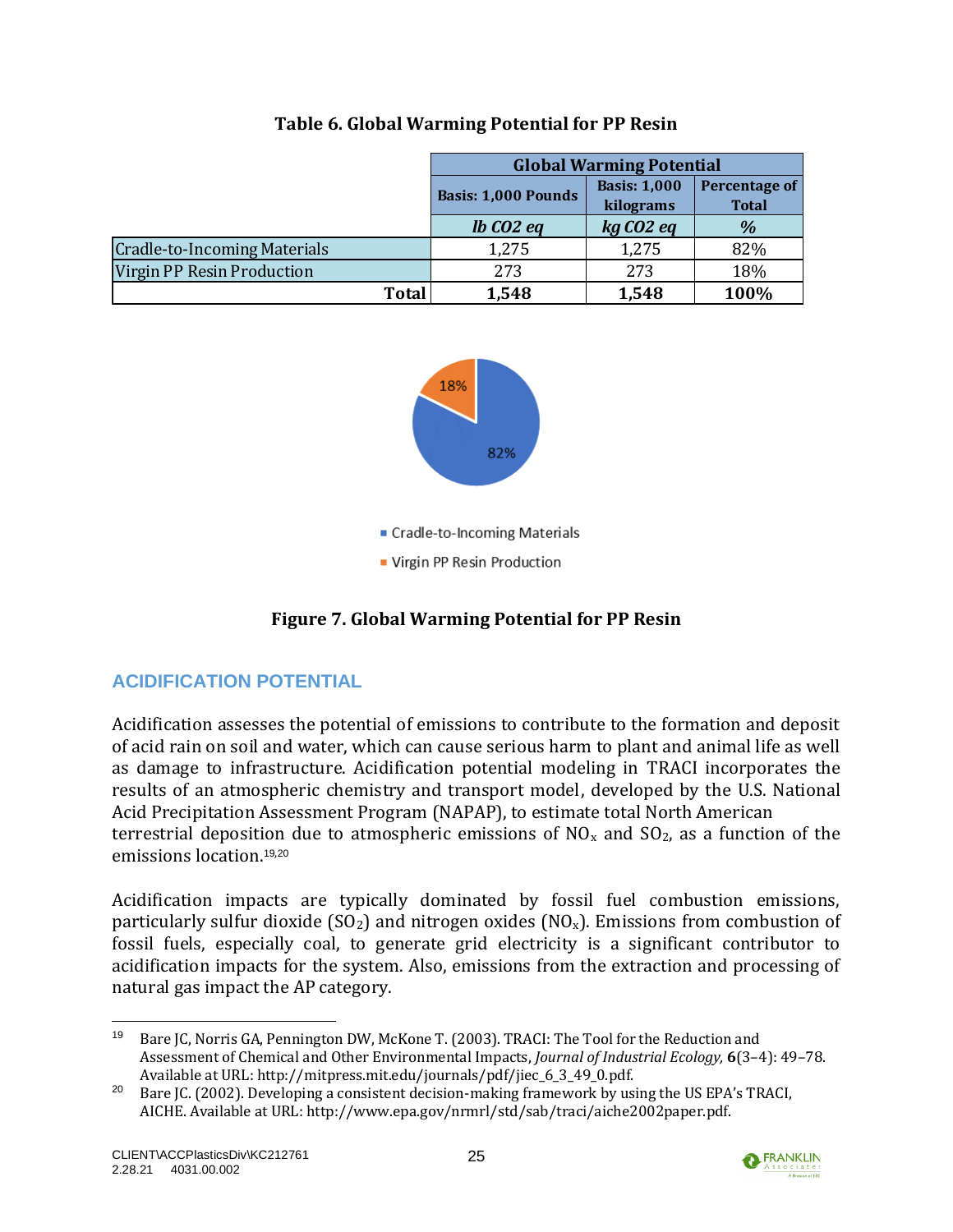**Table 6. Global Warming Potential for PP Resin**

| | Global Warming Potential | | |
|---|---|---|---|
| | Basis: 1,000 Pounds | Basis: 1,000 kilograms | Percentage of Total |
| | *lb CO2 eq* | *kg CO2 eq* | *%* |
| Cradle-to-Incoming Materials | 1,275 | 1,275 | 82% |
| Virgin PP Resin Production | 273 | 273 | 18% |
| **Total** | **1,548** | **1,548** | **100%** |

**Figure 7. Global Warming Potential for PP Resin**

## ACIDIFICATION POTENTIAL

Acidification assesses the potential of emissions to contribute to the formation and deposit of acid rain on soil and water, which can cause serious harm to plant and animal life as well as damage to infrastructure. Acidification potential modeling in TRACI incorporates the results of an atmospheric chemistry and transport model, developed by the U.S. National Acid Precipitation Assessment Program (NAPAP), to estimate total North American terrestrial deposition due to atmospheric emissions of $NO_x$ and $SO_2$, as a function of the emissions location.[19,20]

Acidification impacts are typically dominated by fossil fuel combustion emissions, particularly sulfur dioxide ($SO_2$) and nitrogen oxides ($NO_x$). Emissions from combustion of fossil fuels, especially coal, to generate grid electricity is a significant contributor to acidification impacts for the system. Also, emissions from the extraction and processing of natural gas impact the AP category.

---

[19] Bare JC, Norris GA, Pennington DW, McKone T. (2003). TRACI: The Tool for the Reduction and Assessment of Chemical and Other Environmental Impacts, *Journal of Industrial Ecology,* **6**(3–4): 49–78. Available at URL: http://mitpress.mit.edu/journals/pdf/jiec_6_3_49_0.pdf.

[20] Bare JC. (2002). Developing a consistent decision-making framework by using the US EPA's TRACI, AICHE. Available at URL: http://www.epa.gov/nrmrl/std/sab/traci/aiche2002paper.pdf.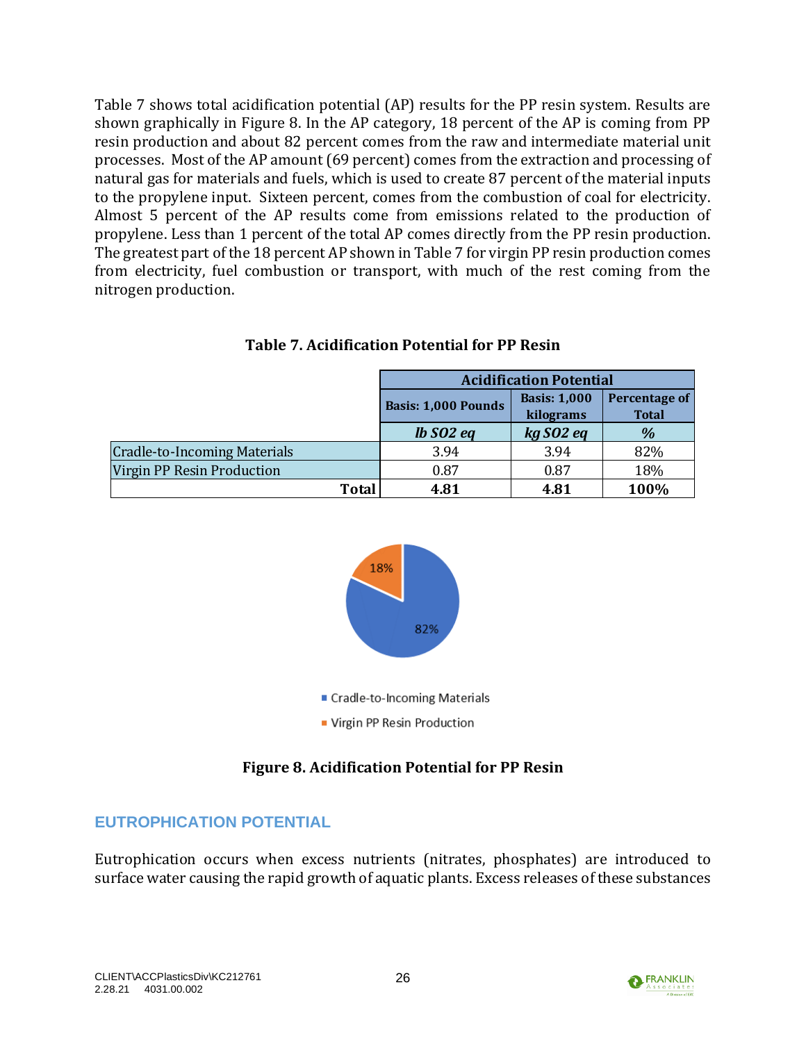Table 7 shows total acidification potential (AP) results for the PP resin system. Results are shown graphically in Figure 8. In the AP category, 18 percent of the AP is coming from PP resin production and about 82 percent comes from the raw and intermediate material unit processes. Most of the AP amount (69 percent) comes from the extraction and processing of natural gas for materials and fuels, which is used to create 87 percent of the material inputs to the propylene input. Sixteen percent, comes from the combustion of coal for electricity. Almost 5 percent of the AP results come from emissions related to the production of propylene. Less than 1 percent of the total AP comes directly from the PP resin production. The greatest part of the 18 percent AP shown in Table 7 for virgin PP resin production comes from electricity, fuel combustion or transport, with much of the rest coming from the nitrogen production.

**Table 7. Acidification Potential for PP Resin**

| | Acidification Potential | | |
|---|---|---|---|
| | Basis: 1,000 Pounds | Basis: 1,000 kilograms | Percentage of Total |
| | *lb SO2 eq* | *kg SO2 eq* | *%* |
| Cradle-to-Incoming Materials | 3.94 | 3.94 | 82% |
| Virgin PP Resin Production | 0.87 | 0.87 | 18% |
| **Total** | **4.81** | **4.81** | **100%** |

**Figure 8. Acidification Potential for PP Resin**

## EUTROPHICATION POTENTIAL

Eutrophication occurs when excess nutrients (nitrates, phosphates) are introduced to surface water causing the rapid growth of aquatic plants. Excess releases of these substances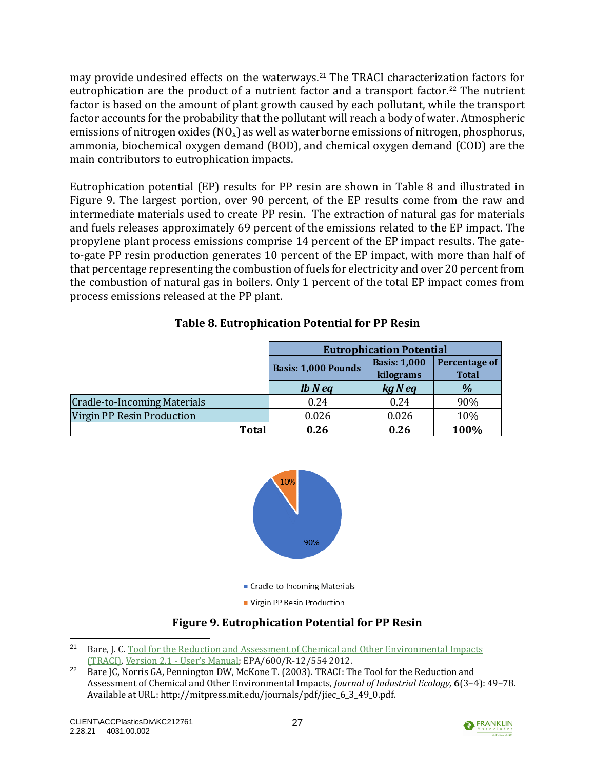may provide undesired effects on the waterways.[21] The TRACI characterization factors for eutrophication are the product of a nutrient factor and a transport factor.[22] The nutrient factor is based on the amount of plant growth caused by each pollutant, while the transport factor accounts for the probability that the pollutant will reach a body of water. Atmospheric emissions of nitrogen oxides ($NO_x$) as well as waterborne emissions of nitrogen, phosphorus, ammonia, biochemical oxygen demand (BOD), and chemical oxygen demand (COD) are the main contributors to eutrophication impacts.

Eutrophication potential (EP) results for PP resin are shown in Table 8 and illustrated in Figure 9. The largest portion, over 90 percent, of the EP results come from the raw and intermediate materials used to create PP resin. The extraction of natural gas for materials and fuels releases approximately 69 percent of the emissions related to the EP impact. The propylene plant process emissions comprise 14 percent of the EP impact results. The gate-to-gate PP resin production generates 10 percent of the EP impact, with more than half of that percentage representing the combustion of fuels for electricity and over 20 percent from the combustion of natural gas in boilers. Only 1 percent of the total EP impact comes from process emissions released at the PP plant.

**Table 8. Eutrophication Potential for PP Resin**

| | Eutrophication Potential | | |
|---|---|---|---|
| | **Basis: 1,000 Pounds** | **Basis: 1,000 kilograms** | **Percentage of Total** |
| | ***lb N eq*** | ***kg N eq*** | ***%*** |
| Cradle-to-Incoming Materials | 0.24 | 0.24 | 90% |
| Virgin PP Resin Production | 0.026 | 0.026 | 10% |
| **Total** | **0.26** | **0.26** | **100%** |

**Figure 9. Eutrophication Potential for PP Resin**

[21] Bare, J. C. Tool for the Reduction and Assessment of Chemical and Other Environmental Impacts (TRACI), Version 2.1 - User's Manual; EPA/600/R-12/554 2012.

[22] Bare JC, Norris GA, Pennington DW, McKone T. (2003). TRACI: The Tool for the Reduction and Assessment of Chemical and Other Environmental Impacts, *Journal of Industrial Ecology,* **6**(3–4): 49–78. Available at URL: http://mitpress.mit.edu/journals/pdf/jiec_6_3_49_0.pdf.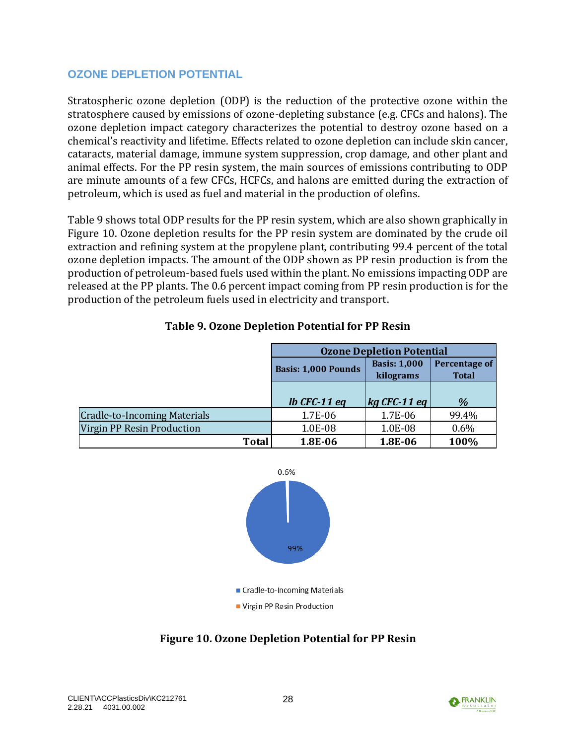## OZONE DEPLETION POTENTIAL

Stratospheric ozone depletion (ODP) is the reduction of the protective ozone within the stratosphere caused by emissions of ozone-depleting substance (e.g. CFCs and halons). The ozone depletion impact category characterizes the potential to destroy ozone based on a chemical's reactivity and lifetime. Effects related to ozone depletion can include skin cancer, cataracts, material damage, immune system suppression, crop damage, and other plant and animal effects. For the PP resin system, the main sources of emissions contributing to ODP are minute amounts of a few CFCs, HCFCs, and halons are emitted during the extraction of petroleum, which is used as fuel and material in the production of olefins.

Table 9 shows total ODP results for the PP resin system, which are also shown graphically in Figure 10. Ozone depletion results for the PP resin system are dominated by the crude oil extraction and refining system at the propylene plant, contributing 99.4 percent of the total ozone depletion impacts. The amount of the ODP shown as PP resin production is from the production of petroleum-based fuels used within the plant. No emissions impacting ODP are released at the PP plants. The 0.6 percent impact coming from PP resin production is for the production of the petroleum fuels used in electricity and transport.

**Table 9. Ozone Depletion Potential for PP Resin**

| | Ozone Depletion Potential | | |
|---|---|---|---|
| | Basis: 1,000 Pounds | Basis: 1,000 kilograms | Percentage of Total |
| | *lb CFC-11 eq* | *kg CFC-11 eq* | *%* |
| Cradle-to-Incoming Materials | 1.7E-06 | 1.7E-06 | 99.4% |
| Virgin PP Resin Production | 1.0E-08 | 1.0E-08 | 0.6% |
| **Total** | **1.8E-06** | **1.8E-06** | **100%** |

0.6%

99%

■ Cradle-to-Incoming Materials

■ Virgin PP Resin Production

**Figure 10. Ozone Depletion Potential for PP Resin**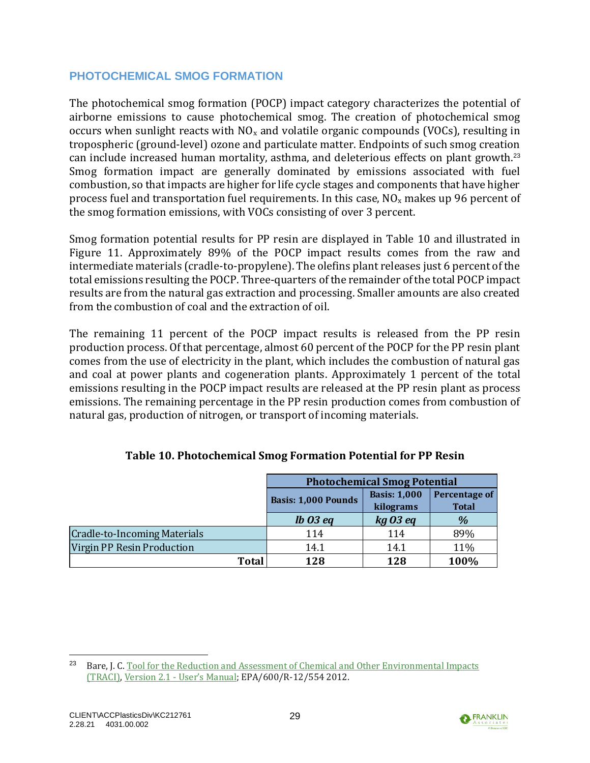## PHOTOCHEMICAL SMOG FORMATION

The photochemical smog formation (POCP) impact category characterizes the potential of airborne emissions to cause photochemical smog. The creation of photochemical smog occurs when sunlight reacts with $NO_x$ and volatile organic compounds (VOCs), resulting in tropospheric (ground-level) ozone and particulate matter. Endpoints of such smog creation can include increased human mortality, asthma, and deleterious effects on plant growth.[23] Smog formation impact are generally dominated by emissions associated with fuel combustion, so that impacts are higher for life cycle stages and components that have higher process fuel and transportation fuel requirements. In this case, $NO_x$ makes up 96 percent of the smog formation emissions, with VOCs consisting of over 3 percent.

Smog formation potential results for PP resin are displayed in Table 10 and illustrated in Figure 11. Approximately 89% of the POCP impact results comes from the raw and intermediate materials (cradle-to-propylene). The olefins plant releases just 6 percent of the total emissions resulting the POCP. Three-quarters of the remainder of the total POCP impact results are from the natural gas extraction and processing. Smaller amounts are also created from the combustion of coal and the extraction of oil.

The remaining 11 percent of the POCP impact results is released from the PP resin production process. Of that percentage, almost 60 percent of the POCP for the PP resin plant comes from the use of electricity in the plant, which includes the combustion of natural gas and coal at power plants and cogeneration plants. Approximately 1 percent of the total emissions resulting in the POCP impact results are released at the PP resin plant as process emissions. The remaining percentage in the PP resin production comes from combustion of natural gas, production of nitrogen, or transport of incoming materials.

**Table 10. Photochemical Smog Formation Potential for PP Resin**

| | Photochemical Smog Potential | | |
|---|---|---|---|
| | Basis: 1,000 Pounds | Basis: 1,000 kilograms | Percentage of Total |
| | *lb O3 eq* | *kg O3 eq* | *%* |
| Cradle-to-Incoming Materials | 114 | 114 | 89% |
| Virgin PP Resin Production | 14.1 | 14.1 | 11% |
| **Total** | **128** | **128** | **100%** |

[23] Bare, J. C. Tool for the Reduction and Assessment of Chemical and Other Environmental Impacts (TRACI), Version 2.1 - User's Manual; EPA/600/R-12/554 2012.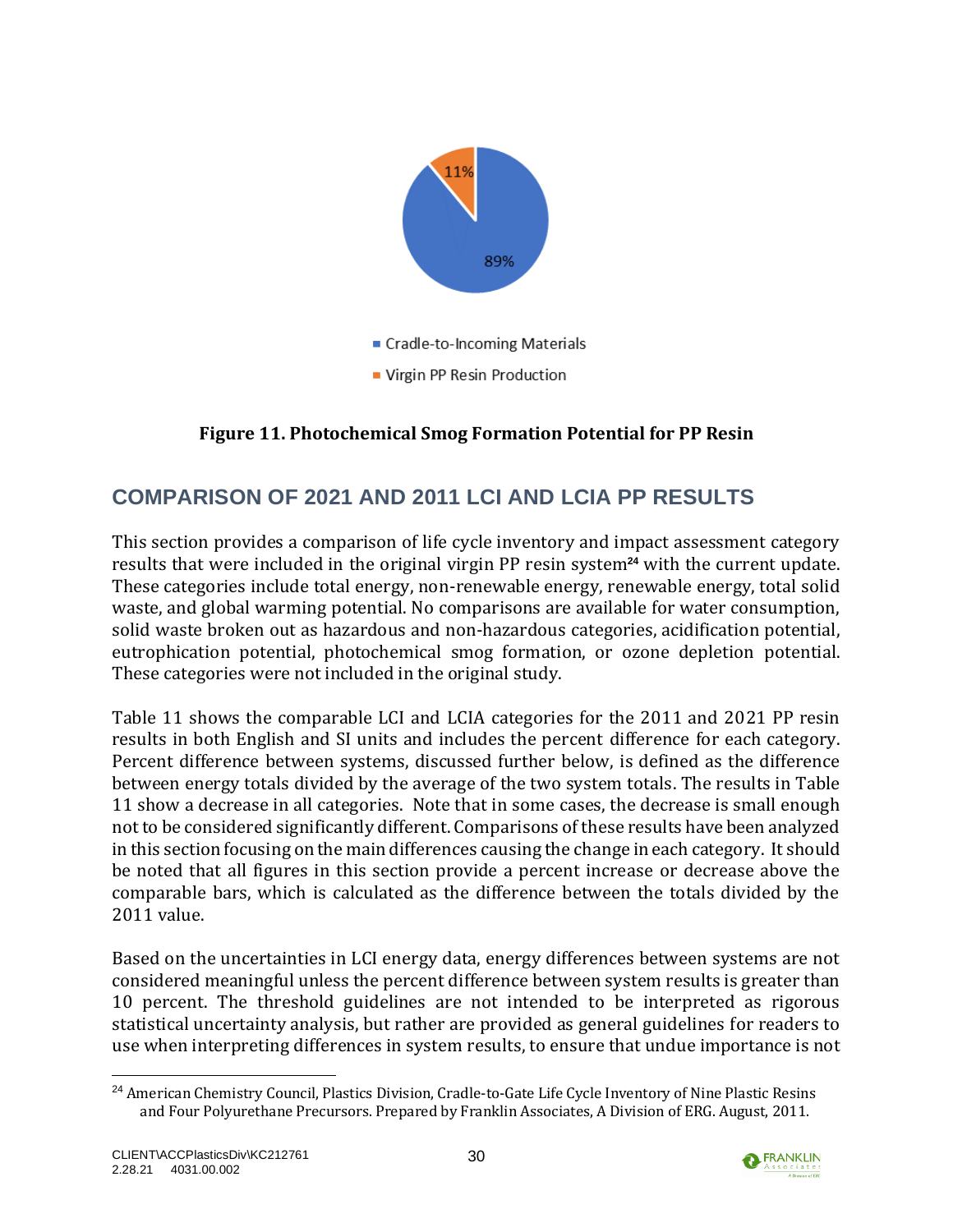Figure 11. Photochemical Smog Formation Potential for PP Resin

## COMPARISON OF 2021 AND 2011 LCI AND LCIA PP RESULTS

This section provides a comparison of life cycle inventory and impact assessment category results that were included in the original virgin PP resin system[24] with the current update. These categories include total energy, non-renewable energy, renewable energy, total solid waste, and global warming potential. No comparisons are available for water consumption, solid waste broken out as hazardous and non-hazardous categories, acidification potential, eutrophication potential, photochemical smog formation, or ozone depletion potential. These categories were not included in the original study.

Table 11 shows the comparable LCI and LCIA categories for the 2011 and 2021 PP resin results in both English and SI units and includes the percent difference for each category. Percent difference between systems, discussed further below, is defined as the difference between energy totals divided by the average of the two system totals. The results in Table 11 show a decrease in all categories. Note that in some cases, the decrease is small enough not to be considered significantly different. Comparisons of these results have been analyzed in this section focusing on the main differences causing the change in each category. It should be noted that all figures in this section provide a percent increase or decrease above the comparable bars, which is calculated as the difference between the totals divided by the 2011 value.

Based on the uncertainties in LCI energy data, energy differences between systems are not considered meaningful unless the percent difference between system results is greater than 10 percent. The threshold guidelines are not intended to be interpreted as rigorous statistical uncertainty analysis, but rather are provided as general guidelines for readers to use when interpreting differences in system results, to ensure that undue importance is not

[24] American Chemistry Council, Plastics Division, Cradle-to-Gate Life Cycle Inventory of Nine Plastic Resins and Four Polyurethane Precursors. Prepared by Franklin Associates, A Division of ERG. August, 2011.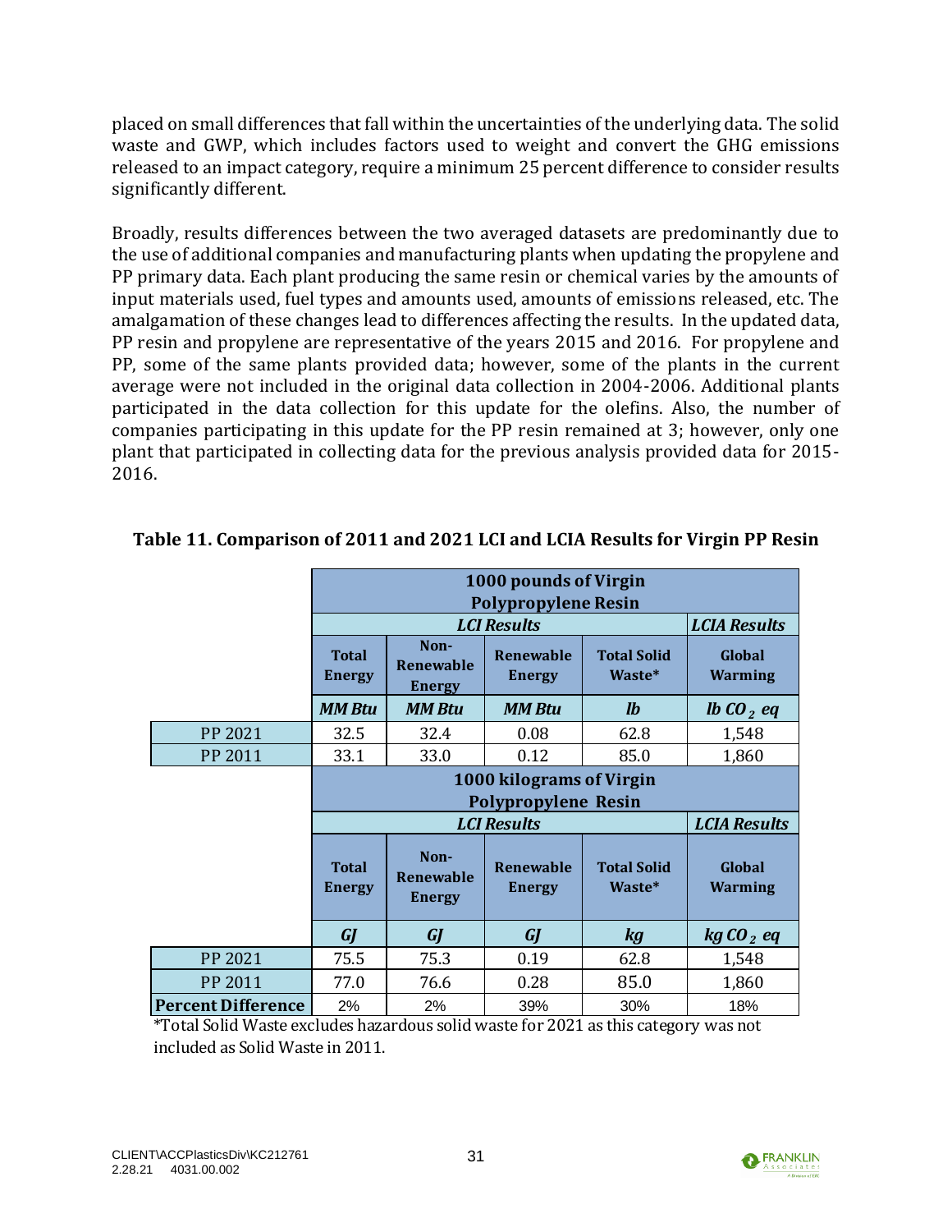placed on small differences that fall within the uncertainties of the underlying data. The solid waste and GWP, which includes factors used to weight and convert the GHG emissions released to an impact category, require a minimum 25 percent difference to consider results significantly different.

Broadly, results differences between the two averaged datasets are predominantly due to the use of additional companies and manufacturing plants when updating the propylene and PP primary data. Each plant producing the same resin or chemical varies by the amounts of input materials used, fuel types and amounts used, amounts of emissions released, etc. The amalgamation of these changes lead to differences affecting the results. In the updated data, PP resin and propylene are representative of the years 2015 and 2016. For propylene and PP, some of the same plants provided data; however, some of the plants in the current average were not included in the original data collection in 2004-2006. Additional plants participated in the data collection for this update for the olefins. Also, the number of companies participating in this update for the PP resin remained at 3; however, only one plant that participated in collecting data for the previous analysis provided data for 2015-2016.

**Table 11. Comparison of 2011 and 2021 LCI and LCIA Results for Virgin PP Resin**

| | **1000 pounds of Virgin Polypropylene Resin** | | | | |
|---|---|---|---|---|---|
| | ***LCI Results*** | | | | ***LCIA Results*** |
| | **Total Energy** | **Non-Renewable Energy** | **Renewable Energy** | **Total Solid Waste*** | **Global Warming** |
| | ***MM Btu*** | ***MM Btu*** | ***MM Btu*** | ***lb*** | ***lb $CO_2$ eq*** |
| PP 2021 | 32.5 | 32.4 | 0.08 | 62.8 | 1,548 |
| PP 2011 | 33.1 | 33.0 | 0.12 | 85.0 | 1,860 |
| | **1000 kilograms of Virgin Polypropylene Resin** | | | | |
| | ***LCI Results*** | | | | ***LCIA Results*** |
| | **Total Energy** | **Non-Renewable Energy** | **Renewable Energy** | **Total Solid Waste*** | **Global Warming** |
| | ***GJ*** | ***GJ*** | ***GJ*** | ***kg*** | ***kg $CO_2$ eq*** |
| PP 2021 | 75.5 | 75.3 | 0.19 | 62.8 | 1,548 |
| PP 2011 | 77.0 | 76.6 | 0.28 | 85.0 | 1,860 |
| **Percent Difference** | 2% | 2% | 39% | 30% | 18% |

*Total Solid Waste excludes hazardous solid waste for 2021 as this category was not included as Solid Waste in 2011.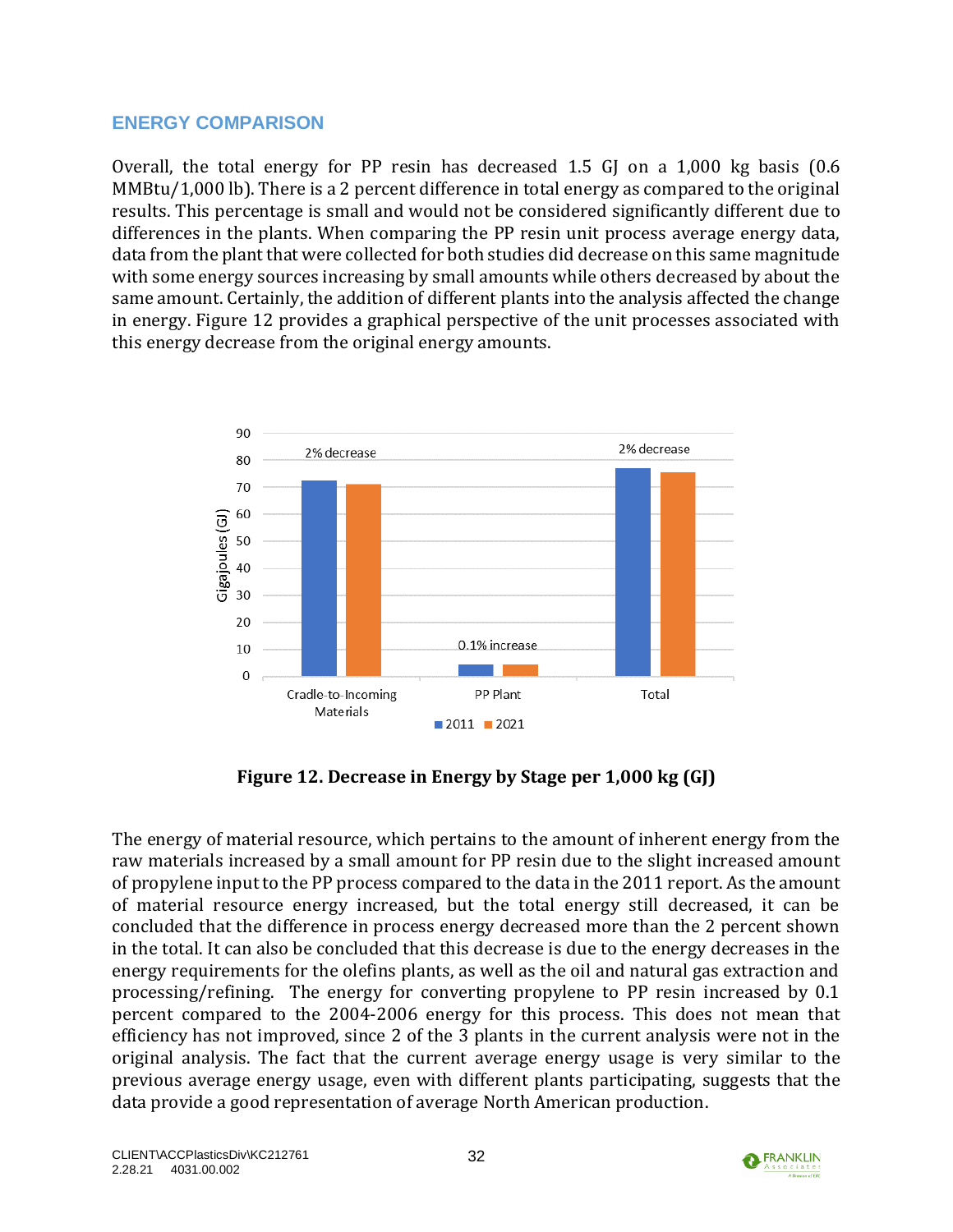## ENERGY COMPARISON

Overall, the total energy for PP resin has decreased 1.5 GJ on a 1,000 kg basis (0.6 MMBtu/1,000 lb). There is a 2 percent difference in total energy as compared to the original results. This percentage is small and would not be considered significantly different due to differences in the plants. When comparing the PP resin unit process average energy data, data from the plant that were collected for both studies did decrease on this same magnitude with some energy sources increasing by small amounts while others decreased by about the same amount. Certainly, the addition of different plants into the analysis affected the change in energy. Figure 12 provides a graphical perspective of the unit processes associated with this energy decrease from the original energy amounts.

**Figure 12. Decrease in Energy by Stage per 1,000 kg (GJ)**

The energy of material resource, which pertains to the amount of inherent energy from the raw materials increased by a small amount for PP resin due to the slight increased amount of propylene input to the PP process compared to the data in the 2011 report. As the amount of material resource energy increased, but the total energy still decreased, it can be concluded that the difference in process energy decreased more than the 2 percent shown in the total. It can also be concluded that this decrease is due to the energy decreases in the energy requirements for the olefins plants, as well as the oil and natural gas extraction and processing/refining. The energy for converting propylene to PP resin increased by 0.1 percent compared to the 2004-2006 energy for this process. This does not mean that efficiency has not improved, since 2 of the 3 plants in the current analysis were not in the original analysis. The fact that the current average energy usage is very similar to the previous average energy usage, even with different plants participating, suggests that the data provide a good representation of average North American production.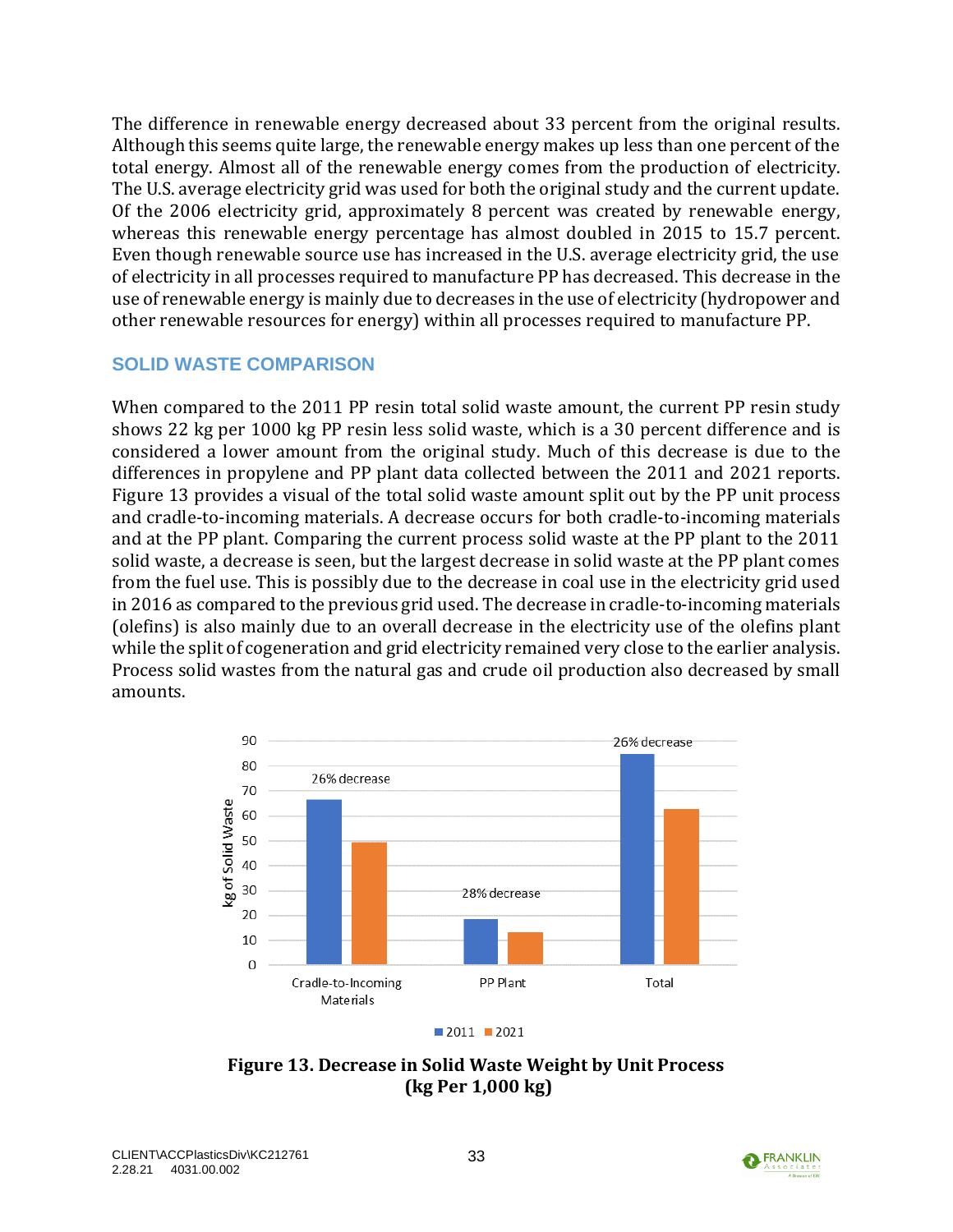The difference in renewable energy decreased about 33 percent from the original results. Although this seems quite large, the renewable energy makes up less than one percent of the total energy. Almost all of the renewable energy comes from the production of electricity. The U.S. average electricity grid was used for both the original study and the current update. Of the 2006 electricity grid, approximately 8 percent was created by renewable energy, whereas this renewable energy percentage has almost doubled in 2015 to 15.7 percent. Even though renewable source use has increased in the U.S. average electricity grid, the use of electricity in all processes required to manufacture PP has decreased. This decrease in the use of renewable energy is mainly due to decreases in the use of electricity (hydropower and other renewable resources for energy) within all processes required to manufacture PP.

## SOLID WASTE COMPARISON

When compared to the 2011 PP resin total solid waste amount, the current PP resin study shows 22 kg per 1000 kg PP resin less solid waste, which is a 30 percent difference and is considered a lower amount from the original study. Much of this decrease is due to the differences in propylene and PP plant data collected between the 2011 and 2021 reports. Figure 13 provides a visual of the total solid waste amount split out by the PP unit process and cradle-to-incoming materials. A decrease occurs for both cradle-to-incoming materials and at the PP plant. Comparing the current process solid waste at the PP plant to the 2011 solid waste, a decrease is seen, but the largest decrease in solid waste at the PP plant comes from the fuel use. This is possibly due to the decrease in coal use in the electricity grid used in 2016 as compared to the previous grid used. The decrease in cradle-to-incoming materials (olefins) is also mainly due to an overall decrease in the electricity use of the olefins plant while the split of cogeneration and grid electricity remained very close to the earlier analysis. Process solid wastes from the natural gas and crude oil production also decreased by small amounts.

**Figure 13. Decrease in Solid Waste Weight by Unit Process (kg Per 1,000 kg)**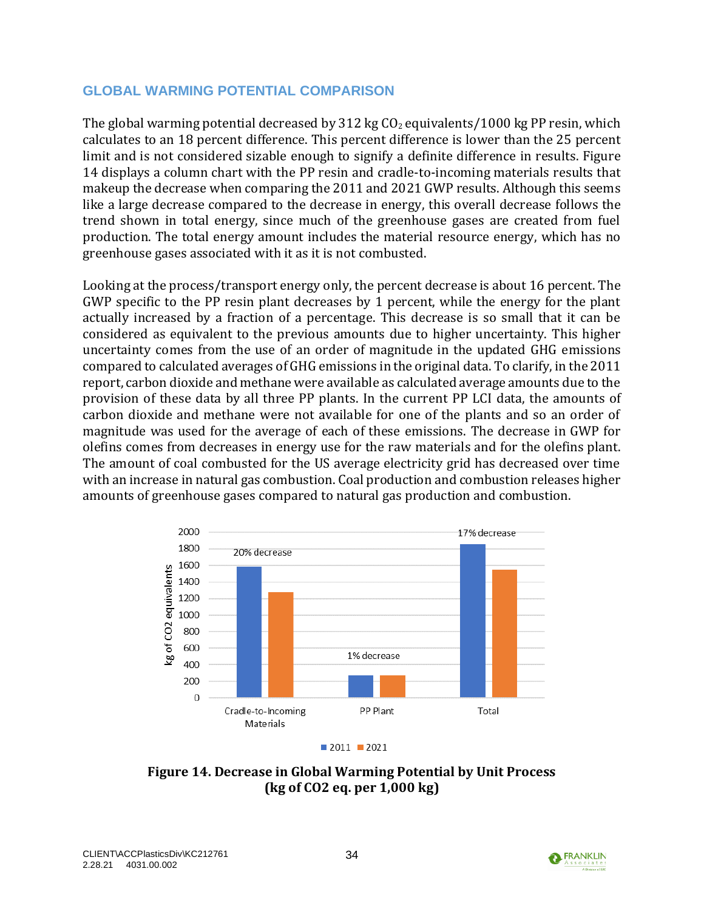## GLOBAL WARMING POTENTIAL COMPARISON

The global warming potential decreased by 312 kg $CO_2$ equivalents/1000 kg PP resin, which calculates to an 18 percent difference. This percent difference is lower than the 25 percent limit and is not considered sizable enough to signify a definite difference in results. Figure 14 displays a column chart with the PP resin and cradle-to-incoming materials results that makeup the decrease when comparing the 2011 and 2021 GWP results. Although this seems like a large decrease compared to the decrease in energy, this overall decrease follows the trend shown in total energy, since much of the greenhouse gases are created from fuel production. The total energy amount includes the material resource energy, which has no greenhouse gases associated with it as it is not combusted.

Looking at the process/transport energy only, the percent decrease is about 16 percent. The GWP specific to the PP resin plant decreases by 1 percent, while the energy for the plant actually increased by a fraction of a percentage. This decrease is so small that it can be considered as equivalent to the previous amounts due to higher uncertainty. This higher uncertainty comes from the use of an order of magnitude in the updated GHG emissions compared to calculated averages of GHG emissions in the original data. To clarify, in the 2011 report, carbon dioxide and methane were available as calculated average amounts due to the provision of these data by all three PP plants. In the current PP LCI data, the amounts of carbon dioxide and methane were not available for one of the plants and so an order of magnitude was used for the average of each of these emissions. The decrease in GWP for olefins comes from decreases in energy use for the raw materials and for the olefins plant. The amount of coal combusted for the US average electricity grid has decreased over time with an increase in natural gas combustion. Coal production and combustion releases higher amounts of greenhouse gases compared to natural gas production and combustion.

**Figure 14. Decrease in Global Warming Potential by Unit Process (kg of CO2 eq. per 1,000 kg)**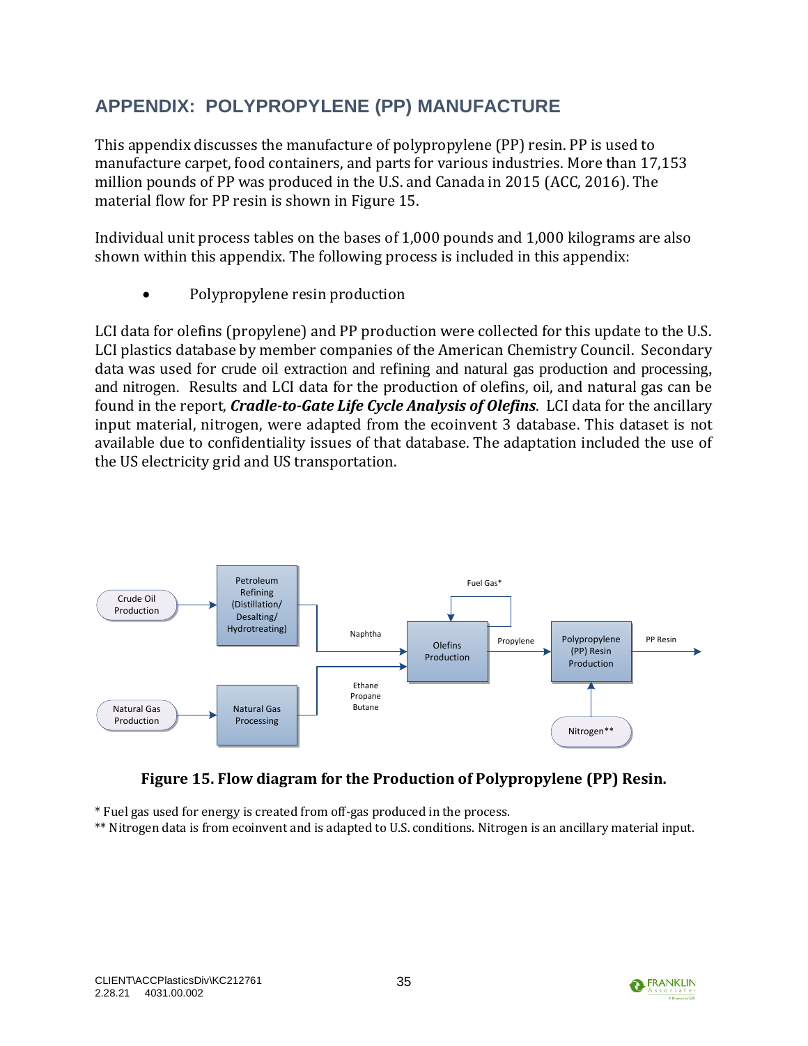# APPENDIX: POLYPROPYLENE (PP) MANUFACTURE

This appendix discusses the manufacture of polypropylene (PP) resin. PP is used to manufacture carpet, food containers, and parts for various industries. More than 17,153 million pounds of PP was produced in the U.S. and Canada in 2015 (ACC, 2016). The material flow for PP resin is shown in Figure 15.

Individual unit process tables on the bases of 1,000 pounds and 1,000 kilograms are also shown within this appendix. The following process is included in this appendix:

- Polypropylene resin production

LCI data for olefins (propylene) and PP production were collected for this update to the U.S. LCI plastics database by member companies of the American Chemistry Council. Secondary data was used for crude oil extraction and refining and natural gas production and processing, and nitrogen. Results and LCI data for the production of olefins, oil, and natural gas can be found in the report, ***Cradle-to-Gate Life Cycle Analysis of Olefins***. LCI data for the ancillary input material, nitrogen, were adapted from the ecoinvent 3 database. This dataset is not available due to confidentiality issues of that database. The adaptation included the use of the US electricity grid and US transportation.

Crude Oil Production → Petroleum Refining (Distillation/ Desalting/ Hydrotreating) → Naphtha → Olefins Production

Natural Gas Production → Natural Gas Processing → Ethane Propane Butane → Olefins Production

Fuel Gas* (Olefins Production loop)

Olefins Production → Propylene → Polypropylene (PP) Resin Production → PP Resin

Nitrogen** → Polypropylene (PP) Resin Production

**Figure 15. Flow diagram for the Production of Polypropylene (PP) Resin.**

\* Fuel gas used for energy is created from off-gas produced in the process.

\*\* Nitrogen data is from ecoinvent and is adapted to U.S. conditions. Nitrogen is an ancillary material input.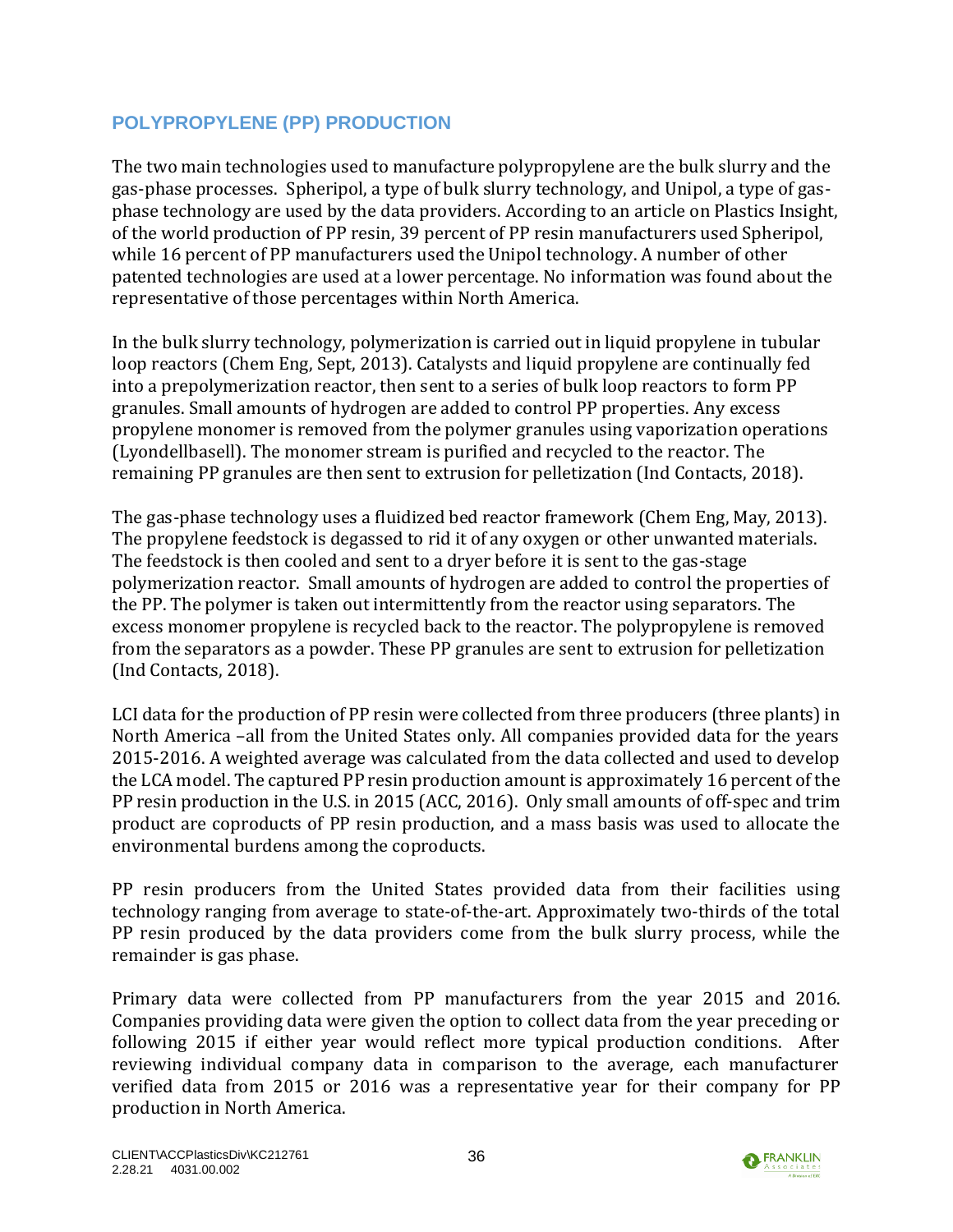## POLYPROPYLENE (PP) PRODUCTION

The two main technologies used to manufacture polypropylene are the bulk slurry and the gas-phase processes. Spheripol, a type of bulk slurry technology, and Unipol, a type of gas-phase technology are used by the data providers. According to an article on Plastics Insight, of the world production of PP resin, 39 percent of PP resin manufacturers used Spheripol, while 16 percent of PP manufacturers used the Unipol technology. A number of other patented technologies are used at a lower percentage. No information was found about the representative of those percentages within North America.

In the bulk slurry technology, polymerization is carried out in liquid propylene in tubular loop reactors (Chem Eng, Sept, 2013). Catalysts and liquid propylene are continually fed into a prepolymerization reactor, then sent to a series of bulk loop reactors to form PP granules. Small amounts of hydrogen are added to control PP properties. Any excess propylene monomer is removed from the polymer granules using vaporization operations (Lyondellbasell). The monomer stream is purified and recycled to the reactor. The remaining PP granules are then sent to extrusion for pelletization (Ind Contacts, 2018).

The gas-phase technology uses a fluidized bed reactor framework (Chem Eng, May, 2013). The propylene feedstock is degassed to rid it of any oxygen or other unwanted materials. The feedstock is then cooled and sent to a dryer before it is sent to the gas-stage polymerization reactor. Small amounts of hydrogen are added to control the properties of the PP. The polymer is taken out intermittently from the reactor using separators. The excess monomer propylene is recycled back to the reactor. The polypropylene is removed from the separators as a powder. These PP granules are sent to extrusion for pelletization (Ind Contacts, 2018).

LCI data for the production of PP resin were collected from three producers (three plants) in North America –all from the United States only. All companies provided data for the years 2015-2016. A weighted average was calculated from the data collected and used to develop the LCA model. The captured PP resin production amount is approximately 16 percent of the PP resin production in the U.S. in 2015 (ACC, 2016). Only small amounts of off-spec and trim product are coproducts of PP resin production, and a mass basis was used to allocate the environmental burdens among the coproducts.

PP resin producers from the United States provided data from their facilities using technology ranging from average to state-of-the-art. Approximately two-thirds of the total PP resin produced by the data providers come from the bulk slurry process, while the remainder is gas phase.

Primary data were collected from PP manufacturers from the year 2015 and 2016. Companies providing data were given the option to collect data from the year preceding or following 2015 if either year would reflect more typical production conditions. After reviewing individual company data in comparison to the average, each manufacturer verified data from 2015 or 2016 was a representative year for their company for PP production in North America.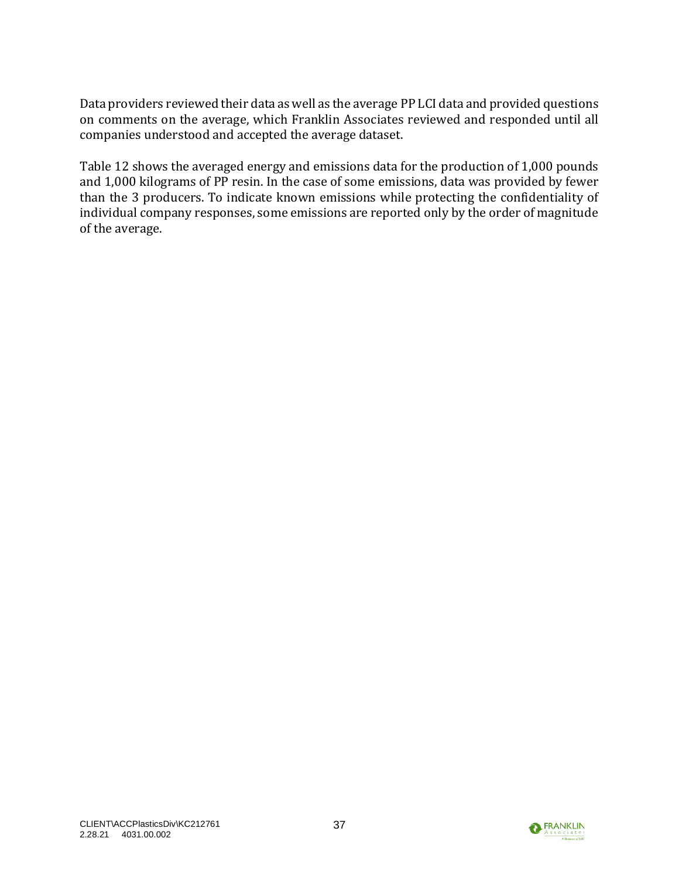Data providers reviewed their data as well as the average PP LCI data and provided questions on comments on the average, which Franklin Associates reviewed and responded until all companies understood and accepted the average dataset.

Table 12 shows the averaged energy and emissions data for the production of 1,000 pounds and 1,000 kilograms of PP resin. In the case of some emissions, data was provided by fewer than the 3 producers. To indicate known emissions while protecting the confidentiality of individual company responses, some emissions are reported only by the order of magnitude of the average.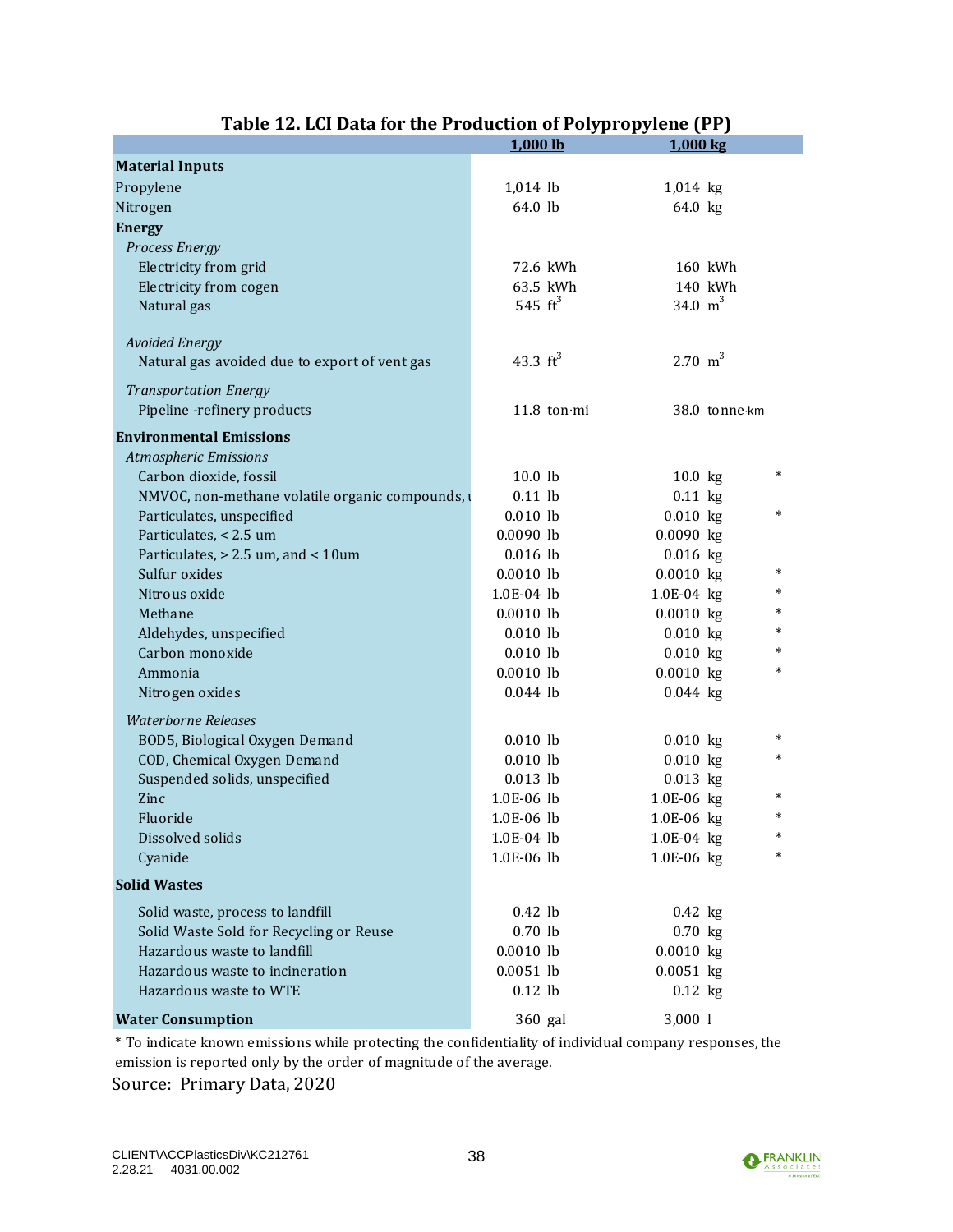## Table 12. LCI Data for the Production of Polypropylene (PP)

| | 1,000 lb | 1,000 kg | |
|---|---|---|---|
| **Material Inputs** | | | |
| Propylene | 1,014 lb | 1,014 kg | |
| Nitrogen | 64.0 lb | 64.0 kg | |
| **Energy** | | | |
| *Process Energy* | | | |
| Electricity from grid | 72.6 kWh | 160 kWh | |
| Electricity from cogen | 63.5 kWh | 140 kWh | |
| Natural gas | 545 $ft^3$ | 34.0 $m^3$ | |
| *Avoided Energy* | | | |
| Natural gas avoided due to export of vent gas | 43.3 $ft^3$ | 2.70 $m^3$ | |
| *Transportation Energy* | | | |
| Pipeline -refinery products | 11.8 ton·mi | 38.0 tonne·km | |
| **Environmental Emissions** | | | |
| *Atmospheric Emissions* | | | |
| Carbon dioxide, fossil | 10.0 lb | 10.0 kg | * |
| NMVOC, non-methane volatile organic compounds, u | 0.11 lb | 0.11 kg | |
| Particulates, unspecified | 0.010 lb | 0.010 kg | * |
| Particulates, < 2.5 um | 0.0090 lb | 0.0090 kg | |
| Particulates, > 2.5 um, and < 10um | 0.016 lb | 0.016 kg | |
| Sulfur oxides | 0.0010 lb | 0.0010 kg | * |
| Nitrous oxide | 1.0E-04 lb | 1.0E-04 kg | * |
| Methane | 0.0010 lb | 0.0010 kg | * |
| Aldehydes, unspecified | 0.010 lb | 0.010 kg | * |
| Carbon monoxide | 0.010 lb | 0.010 kg | * |
| Ammonia | 0.0010 lb | 0.0010 kg | * |
| Nitrogen oxides | 0.044 lb | 0.044 kg | |
| *Waterborne Releases* | | | |
| BOD5, Biological Oxygen Demand | 0.010 lb | 0.010 kg | * |
| COD, Chemical Oxygen Demand | 0.010 lb | 0.010 kg | * |
| Suspended solids, unspecified | 0.013 lb | 0.013 kg | |
| Zinc | 1.0E-06 lb | 1.0E-06 kg | * |
| Fluoride | 1.0E-06 lb | 1.0E-06 kg | * |
| Dissolved solids | 1.0E-04 lb | 1.0E-04 kg | * |
| Cyanide | 1.0E-06 lb | 1.0E-06 kg | * |
| **Solid Wastes** | | | |
| Solid waste, process to landfill | 0.42 lb | 0.42 kg | |
| Solid Waste Sold for Recycling or Reuse | 0.70 lb | 0.70 kg | |
| Hazardous waste to landfill | 0.0010 lb | 0.0010 kg | |
| Hazardous waste to incineration | 0.0051 lb | 0.0051 kg | |
| Hazardous waste to WTE | 0.12 lb | 0.12 kg | |
| **Water Consumption** | 360 gal | 3,000 l | |

* To indicate known emissions while protecting the confidentiality of individual company responses, the emission is reported only by the order of magnitude of the average.

Source: Primary Data, 2020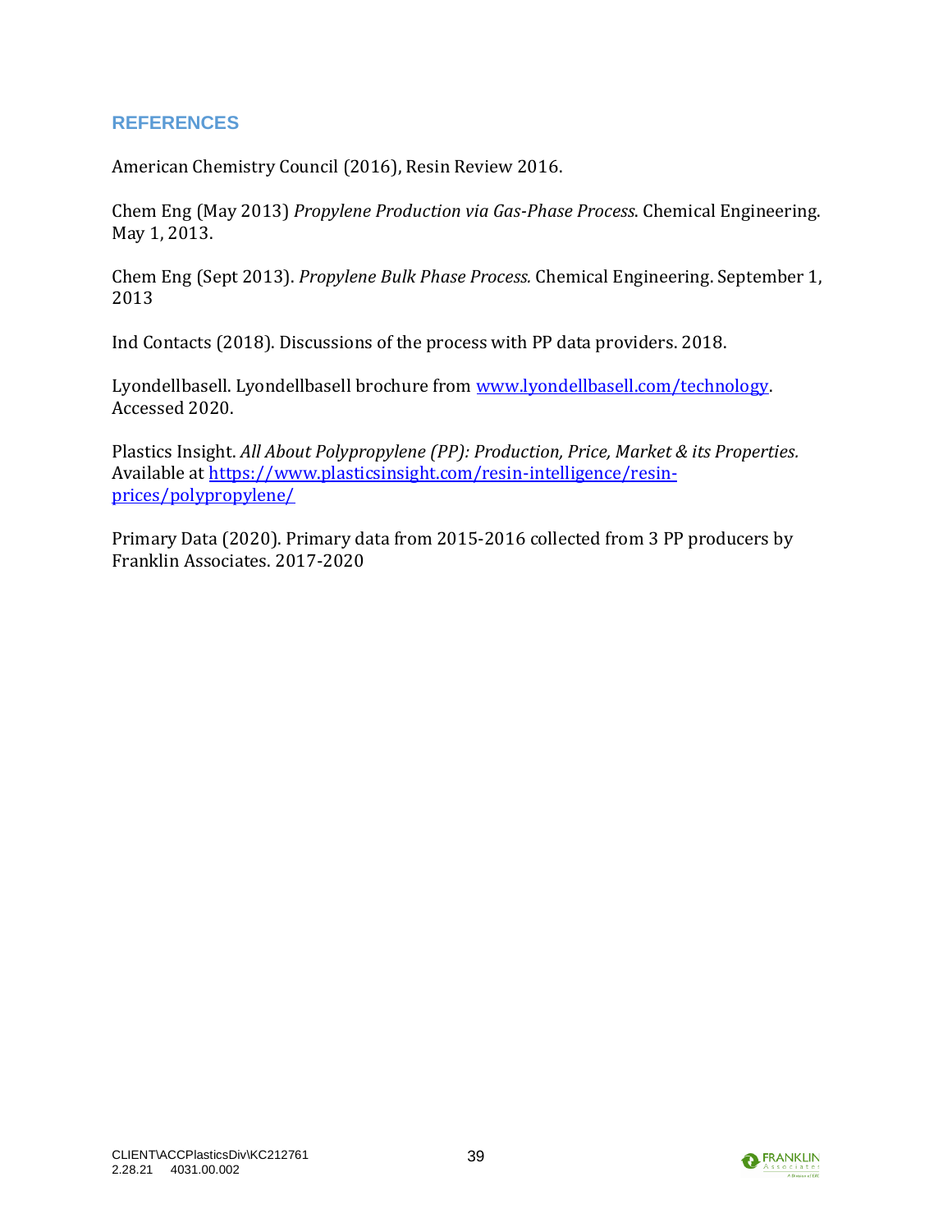## REFERENCES

American Chemistry Council (2016), Resin Review 2016.

Chem Eng (May 2013) *Propylene Production via Gas-Phase Process*. Chemical Engineering. May 1, 2013.

Chem Eng (Sept 2013). *Propylene Bulk Phase Process.* Chemical Engineering. September 1, 2013

Ind Contacts (2018). Discussions of the process with PP data providers. 2018.

Lyondellbasell. Lyondellbasell brochure from [www.lyondellbasell.com/technology](www.lyondellbasell.com/technology). Accessed 2020.

Plastics Insight. *All About Polypropylene (PP): Production, Price, Market & its Properties.* Available at [https://www.plasticsinsight.com/resin-intelligence/resin-prices/polypropylene/](https://www.plasticsinsight.com/resin-intelligence/resin-prices/polypropylene/)

Primary Data (2020). Primary data from 2015-2016 collected from 3 PP producers by Franklin Associates. 2017-2020